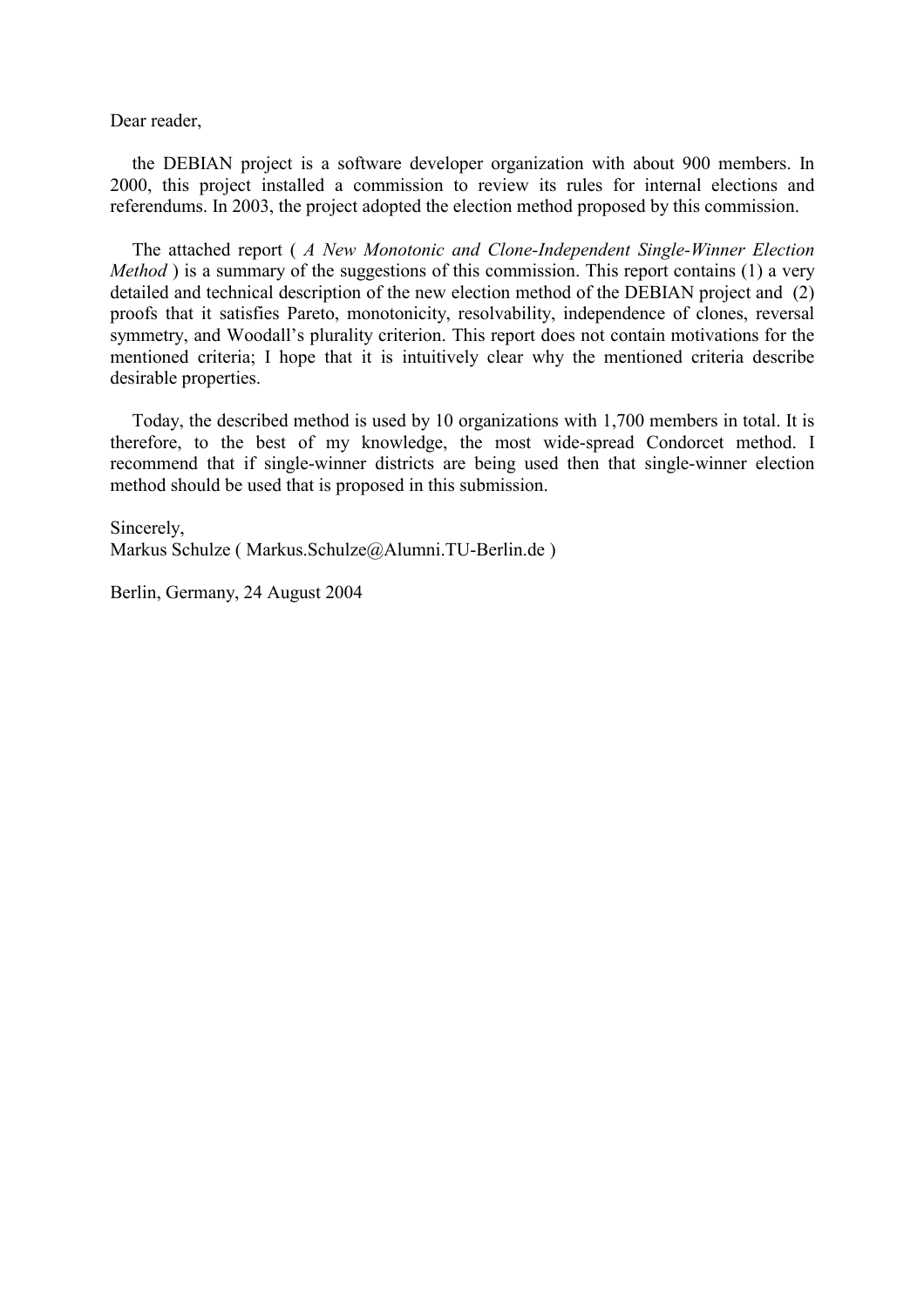Dear reader,

the DEBIAN project is a software developer organization with about 900 members. In 2000, this project installed a commission to review its rules for internal elections and referendums. In 2003, the project adopted the election method proposed by this commission.

The attached report ( *A New Monotonic and Clone-Independent Single-Winner Election Method* ) is a summary of the suggestions of this commission. This report contains (1) a very detailed and technical description of the new election method of the DEBIAN project and (2) proofs that it satisfies Pareto, monotonicity, resolvability, independence of clones, reversal symmetry, and Woodall's plurality criterion. This report does not contain motivations for the mentioned criteria; I hope that it is intuitively clear why the mentioned criteria describe desirable properties.

Today, the described method is used by 10 organizations with 1,700 members in total. It is therefore, to the best of my knowledge, the most wide-spread Condorcet method. I recommend that if single-winner districts are being used then that single-winner election method should be used that is proposed in this submission.

Sincerely,
Markus Schulze ( Markus.Schulze@Alumni.TU-Berlin.de )

Berlin, Germany, 24 August 2004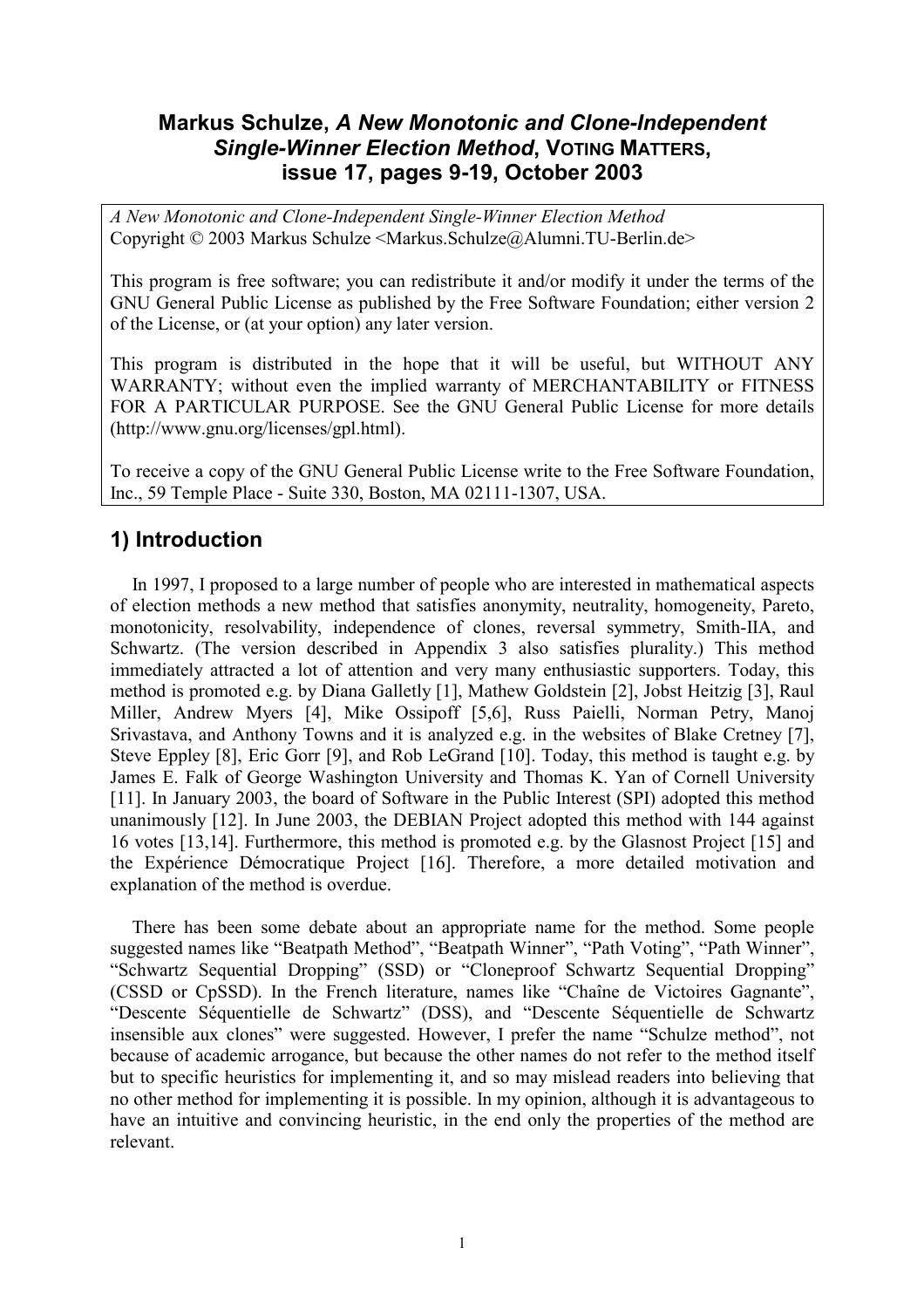**Markus Schulze, *A New Monotonic and Clone-Independent Single-Winner Election Method*, VOTING MATTERS, issue 17, pages 9-19, October 2003**

*A New Monotonic and Clone-Independent Single-Winner Election Method*
Copyright © 2003 Markus Schulze <Markus.Schulze@Alumni.TU-Berlin.de>

This program is free software; you can redistribute it and/or modify it under the terms of the GNU General Public License as published by the Free Software Foundation; either version 2 of the License, or (at your option) any later version.

This program is distributed in the hope that it will be useful, but WITHOUT ANY WARRANTY; without even the implied warranty of MERCHANTABILITY or FITNESS FOR A PARTICULAR PURPOSE. See the GNU General Public License for more details (http://www.gnu.org/licenses/gpl.html).

To receive a copy of the GNU General Public License write to the Free Software Foundation, Inc., 59 Temple Place - Suite 330, Boston, MA 02111-1307, USA.

## 1) Introduction

In 1997, I proposed to a large number of people who are interested in mathematical aspects of election methods a new method that satisfies anonymity, neutrality, homogeneity, Pareto, monotonicity, resolvability, independence of clones, reversal symmetry, Smith-IIA, and Schwartz. (The version described in Appendix 3 also satisfies plurality.) This method immediately attracted a lot of attention and very many enthusiastic supporters. Today, this method is promoted e.g. by Diana Galletly [1], Mathew Goldstein [2], Jobst Heitzig [3], Raul Miller, Andrew Myers [4], Mike Ossipoff [5,6], Russ Paielli, Norman Petry, Manoj Srivastava, and Anthony Towns and it is analyzed e.g. in the websites of Blake Cretney [7], Steve Eppley [8], Eric Gorr [9], and Rob LeGrand [10]. Today, this method is taught e.g. by James E. Falk of George Washington University and Thomas K. Yan of Cornell University [11]. In January 2003, the board of Software in the Public Interest (SPI) adopted this method unanimously [12]. In June 2003, the DEBIAN Project adopted this method with 144 against 16 votes [13,14]. Furthermore, this method is promoted e.g. by the Glasnost Project [15] and the Expérience Démocratique Project [16]. Therefore, a more detailed motivation and explanation of the method is overdue.

There has been some debate about an appropriate name for the method. Some people suggested names like “Beatpath Method”, “Beatpath Winner”, “Path Voting”, “Path Winner”, “Schwartz Sequential Dropping” (SSD) or “Cloneproof Schwartz Sequential Dropping” (CSSD or CpSSD). In the French literature, names like “Chaîne de Victoires Gagnante”, “Descente Séquentielle de Schwartz” (DSS), and “Descente Séquentielle de Schwartz insensible aux clones” were suggested. However, I prefer the name “Schulze method”, not because of academic arrogance, but because the other names do not refer to the method itself but to specific heuristics for implementing it, and so may mislead readers into believing that no other method for implementing it is possible. In my opinion, although it is advantageous to have an intuitive and convincing heuristic, in the end only the properties of the method are relevant.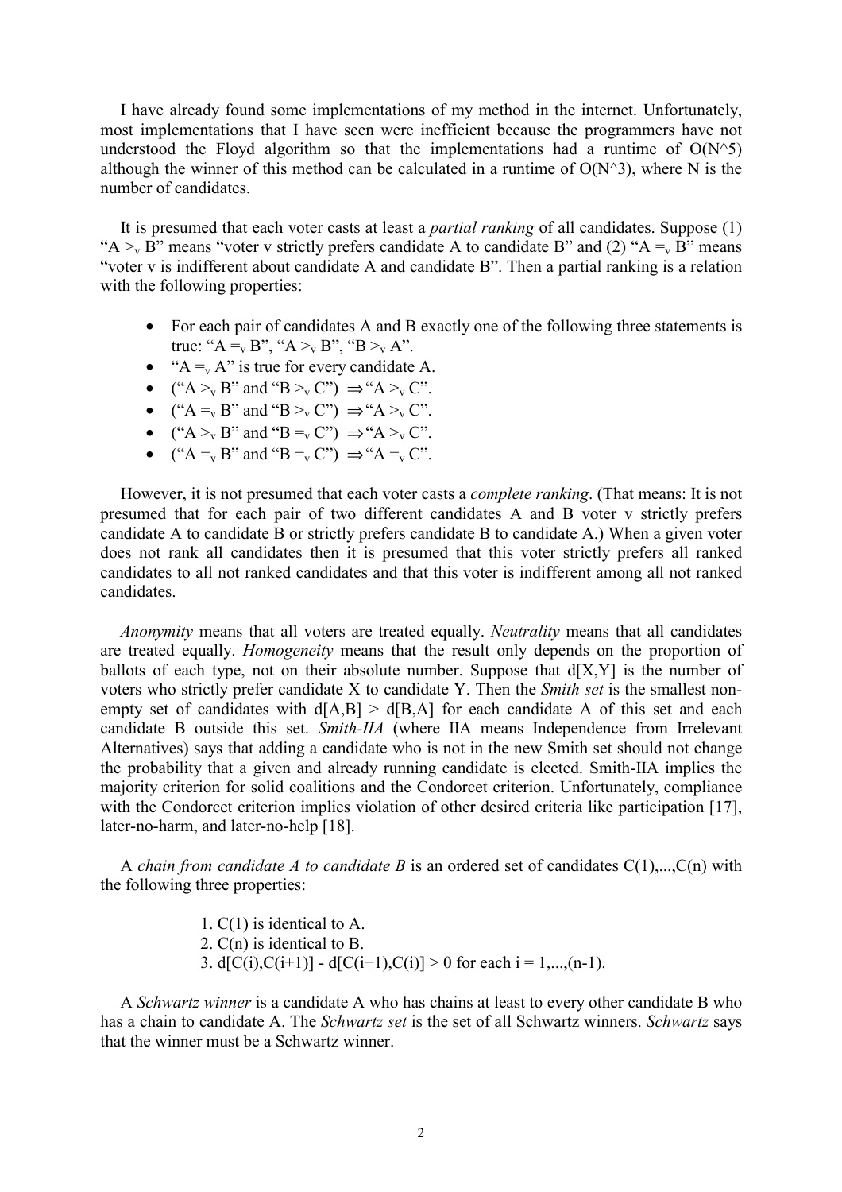I have already found some implementations of my method in the internet. Unfortunately, most implementations that I have seen were inefficient because the programmers have not understood the Floyd algorithm so that the implementations had a runtime of $O(N^5)$ although the winner of this method can be calculated in a runtime of $O(N^3)$, where N is the number of candidates.

It is presumed that each voter casts at least a *partial ranking* of all candidates. Suppose (1) "$A >_v B$" means "voter v strictly prefers candidate A to candidate B" and (2) "$A =_v B$" means "voter v is indifferent about candidate A and candidate B". Then a partial ranking is a relation with the following properties:

- For each pair of candidates A and B exactly one of the following three statements is true: "$A =_v B$", "$A >_v B$", "$B >_v A$".
- "$A =_v A$" is true for every candidate A.
- ("$A >_v B$" and "$B >_v C$") $\Rightarrow$ "$A >_v C$".
- ("$A =_v B$" and "$B >_v C$") $\Rightarrow$ "$A >_v C$".
- ("$A >_v B$" and "$B =_v C$") $\Rightarrow$ "$A >_v C$".
- ("$A =_v B$" and "$B =_v C$") $\Rightarrow$ "$A =_v C$".

However, it is not presumed that each voter casts a *complete ranking*. (That means: It is not presumed that for each pair of two different candidates A and B voter v strictly prefers candidate A to candidate B or strictly prefers candidate B to candidate A.) When a given voter does not rank all candidates then it is presumed that this voter strictly prefers all ranked candidates to all not ranked candidates and that this voter is indifferent among all not ranked candidates.

*Anonymity* means that all voters are treated equally. *Neutrality* means that all candidates are treated equally. *Homogeneity* means that the result only depends on the proportion of ballots of each type, not on their absolute number. Suppose that $d[X,Y]$ is the number of voters who strictly prefer candidate X to candidate Y. Then the *Smith set* is the smallest non-empty set of candidates with $d[A,B] > d[B,A]$ for each candidate A of this set and each candidate B outside this set. *Smith-IIA* (where IIA means Independence from Irrelevant Alternatives) says that adding a candidate who is not in the new Smith set should not change the probability that a given and already running candidate is elected. Smith-IIA implies the majority criterion for solid coalitions and the Condorcet criterion. Unfortunately, compliance with the Condorcet criterion implies violation of other desired criteria like participation [17], later-no-harm, and later-no-help [18].

A *chain from candidate A to candidate B* is an ordered set of candidates $C(1),...,C(n)$ with the following three properties:

1. $C(1)$ is identical to A.
2. $C(n)$ is identical to B.
3. $d[C(i),C(i+1)] - d[C(i+1),C(i)] > 0$ for each $i = 1,...,(n-1)$.

A *Schwartz winner* is a candidate A who has chains at least to every other candidate B who has a chain to candidate A. The *Schwartz set* is the set of all Schwartz winners. *Schwartz* says that the winner must be a Schwartz winner.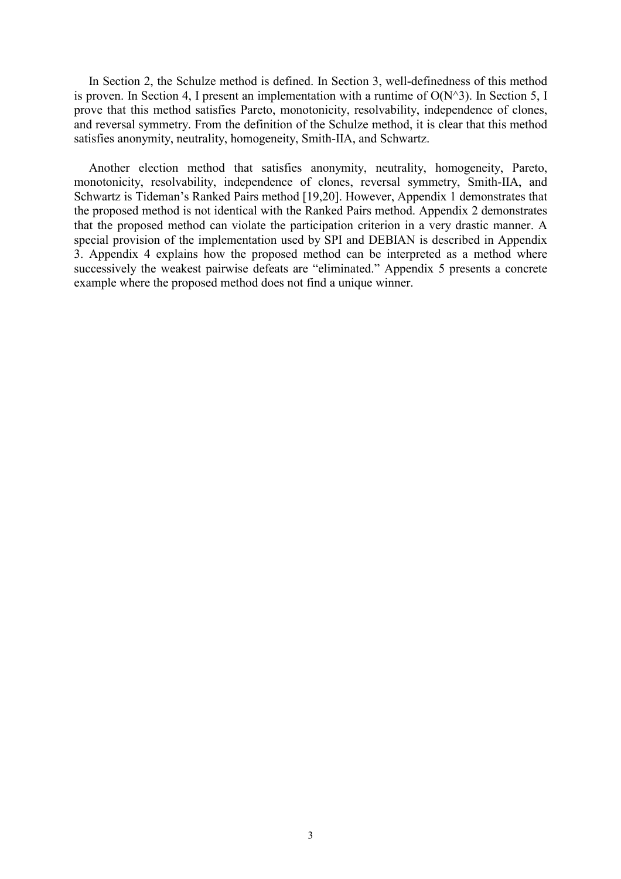In Section 2, the Schulze method is defined. In Section 3, well-definedness of this method is proven. In Section 4, I present an implementation with a runtime of $O(N^3)$. In Section 5, I prove that this method satisfies Pareto, monotonicity, resolvability, independence of clones, and reversal symmetry. From the definition of the Schulze method, it is clear that this method satisfies anonymity, neutrality, homogeneity, Smith-IIA, and Schwartz.

Another election method that satisfies anonymity, neutrality, homogeneity, Pareto, monotonicity, resolvability, independence of clones, reversal symmetry, Smith-IIA, and Schwartz is Tideman's Ranked Pairs method [19,20]. However, Appendix 1 demonstrates that the proposed method is not identical with the Ranked Pairs method. Appendix 2 demonstrates that the proposed method can violate the participation criterion in a very drastic manner. A special provision of the implementation used by SPI and DEBIAN is described in Appendix 3. Appendix 4 explains how the proposed method can be interpreted as a method where successively the weakest pairwise defeats are "eliminated." Appendix 5 presents a concrete example where the proposed method does not find a unique winner.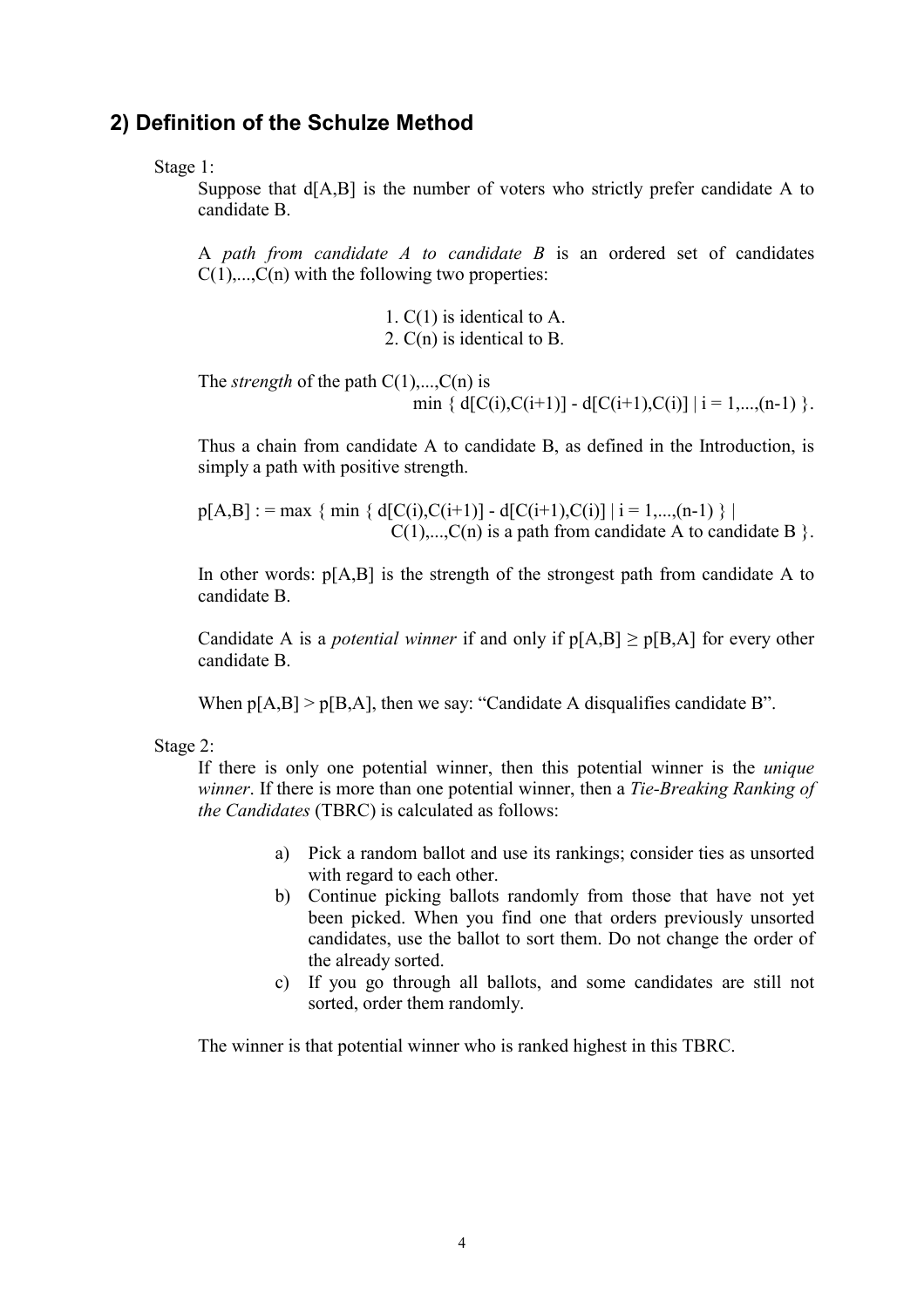## 2) Definition of the Schulze Method

Stage 1:

Suppose that d[A,B] is the number of voters who strictly prefer candidate A to candidate B.

A *path from candidate A to candidate B* is an ordered set of candidates C(1),...,C(n) with the following two properties:

1. C(1) is identical to A.
2. C(n) is identical to B.

The *strength* of the path C(1),...,C(n) is

$$\min \{ d[C(i),C(i+1)] - d[C(i+1),C(i)] \mid i = 1,...,(n-1) \}.$$

Thus a chain from candidate A to candidate B, as defined in the Introduction, is simply a path with positive strength.

$$p[A,B] := \max \{ \min \{ d[C(i),C(i+1)] - d[C(i+1),C(i)] \mid i = 1,...,(n-1) \} \mid C(1),...,C(n) \text{ is a path from candidate A to candidate B} \}.$$

In other words: p[A,B] is the strength of the strongest path from candidate A to candidate B.

Candidate A is a *potential winner* if and only if $p[A,B] \geq p[B,A]$ for every other candidate B.

When $p[A,B] > p[B,A]$, then we say: “Candidate A disqualifies candidate B”.

Stage 2:

If there is only one potential winner, then this potential winner is the *unique winner*. If there is more than one potential winner, then a *Tie-Breaking Ranking of the Candidates* (TBRC) is calculated as follows:

a) Pick a random ballot and use its rankings; consider ties as unsorted with regard to each other.
b) Continue picking ballots randomly from those that have not yet been picked. When you find one that orders previously unsorted candidates, use the ballot to sort them. Do not change the order of the already sorted.
c) If you go through all ballots, and some candidates are still not sorted, order them randomly.

The winner is that potential winner who is ranked highest in this TBRC.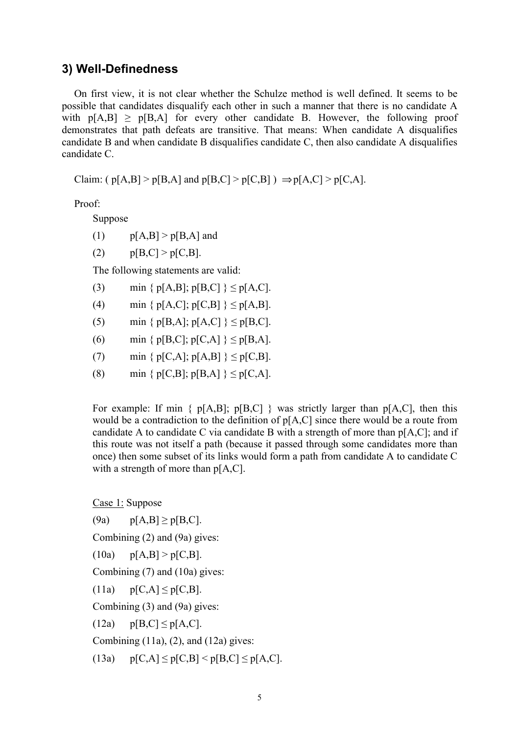## 3) Well-Definedness

On first view, it is not clear whether the Schulze method is well defined. It seems to be possible that candidates disqualify each other in such a manner that there is no candidate A with $p[A,B] \geq p[B,A]$ for every other candidate B. However, the following proof demonstrates that path defeats are transitive. That means: When candidate A disqualifies candidate B and when candidate B disqualifies candidate C, then also candidate A disqualifies candidate C.

Claim: $( p[A,B] > p[B,A] \text{ and } p[B,C] > p[C,B] ) \Rightarrow p[A,C] > p[C,A]$.

Proof:

Suppose

(1) $p[A,B] > p[B,A]$ and

(2) $p[B,C] > p[C,B]$.

The following statements are valid:

(3) $\min \{ p[A,B]; p[B,C] \} \leq p[A,C]$.

(4) $\min \{ p[A,C]; p[C,B] \} \leq p[A,B]$.

(5) $\min \{ p[B,A]; p[A,C] \} \leq p[B,C]$.

(6) $\min \{ p[B,C]; p[C,A] \} \leq p[B,A]$.

(7) $\min \{ p[C,A]; p[A,B] \} \leq p[C,B]$.

(8) $\min \{ p[C,B]; p[B,A] \} \leq p[C,A]$.

For example: If $\min \{ p[A,B]; p[B,C] \}$ was strictly larger than $p[A,C]$, then this would be a contradiction to the definition of $p[A,C]$ since there would be a route from candidate A to candidate C via candidate B with a strength of more than $p[A,C]$; and if this route was not itself a path (because it passed through some candidates more than once) then some subset of its links would form a path from candidate A to candidate C with a strength of more than $p[A,C]$.

Case 1: Suppose

(9a) $p[A,B] \geq p[B,C]$.

Combining (2) and (9a) gives:

(10a) $p[A,B] > p[C,B]$.

Combining (7) and (10a) gives:

(11a) $p[C,A] \leq p[C,B]$.

Combining (3) and (9a) gives:

(12a) $p[B,C] \leq p[A,C]$.

Combining (11a), (2), and (12a) gives:

(13a) $p[C,A] \leq p[C,B] < p[B,C] \leq p[A,C]$.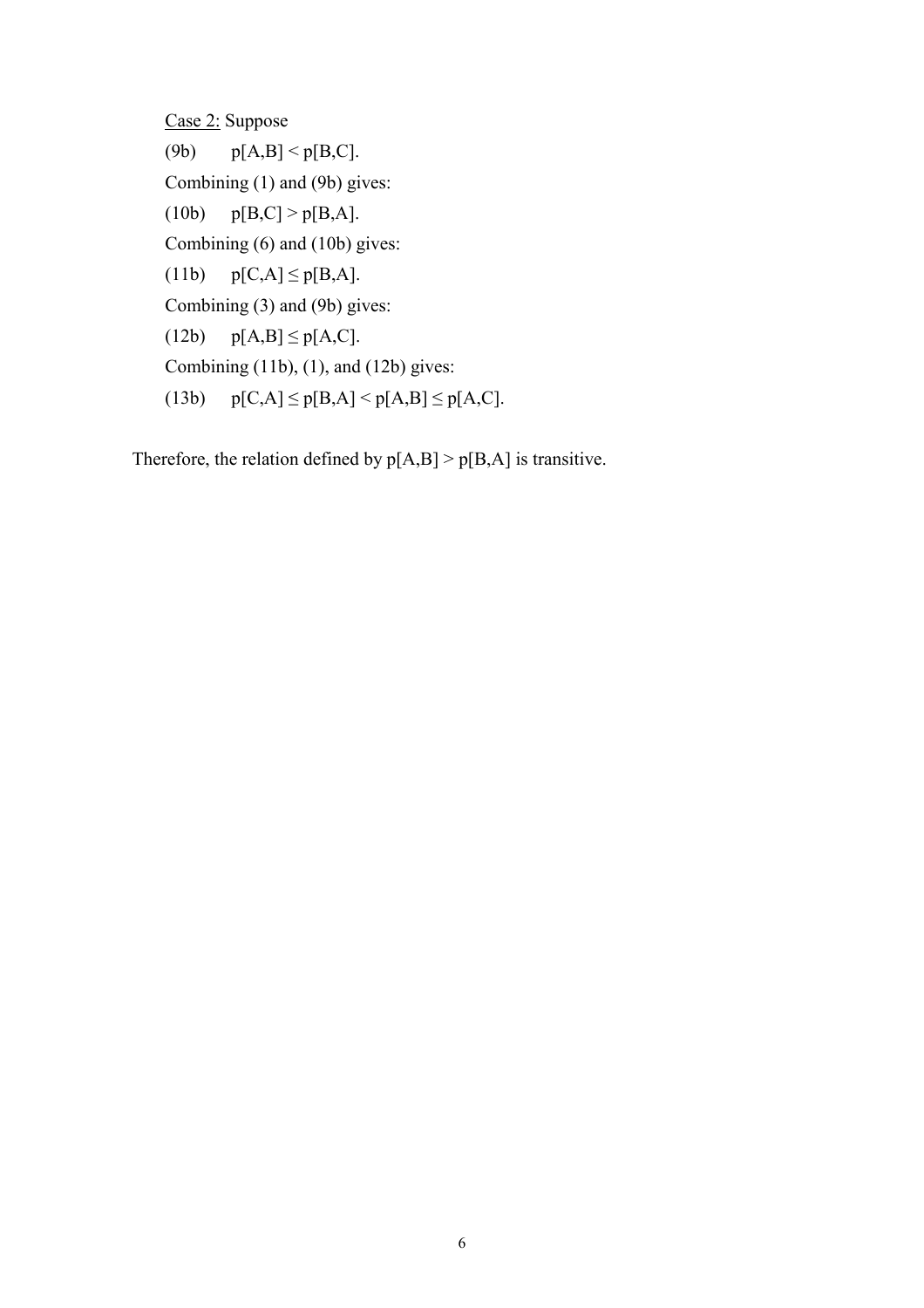Case 2: Suppose

(9b) $\quad p[A,B] < p[B,C]$.

Combining (1) and (9b) gives:

(10b) $\quad p[B,C] > p[B,A]$.

Combining (6) and (10b) gives:

(11b) $\quad p[C,A] \leq p[B,A]$.

Combining (3) and (9b) gives:

(12b) $\quad p[A,B] \leq p[A,C]$.

Combining (11b), (1), and (12b) gives:

(13b) $\quad p[C,A] \leq p[B,A] < p[A,B] \leq p[A,C]$.

Therefore, the relation defined by $p[A,B] > p[B,A]$ is transitive.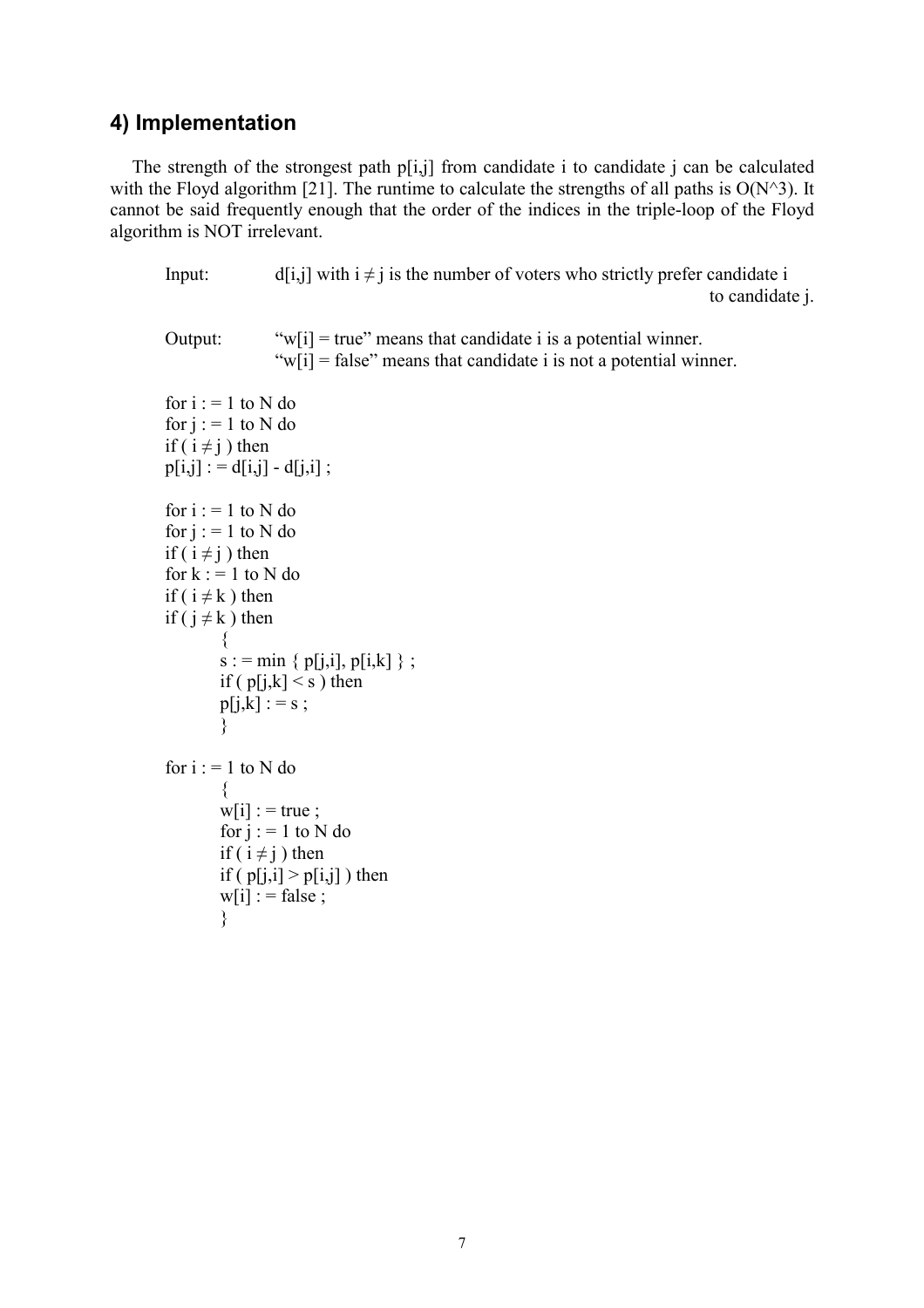## 4) Implementation

The strength of the strongest path p[i,j] from candidate i to candidate j can be calculated with the Floyd algorithm [21]. The runtime to calculate the strengths of all paths is O(N^3). It cannot be said frequently enough that the order of the indices in the triple-loop of the Floyd algorithm is NOT irrelevant.

```
Input:      d[i,j] with i ≠ j is the number of voters who strictly prefer candidate i
            to candidate j.

Output:     "w[i] = true" means that candidate i is a potential winner.
            "w[i] = false" means that candidate i is not a potential winner.

for i : = 1 to N do
for j : = 1 to N do
if ( i ≠ j ) then
p[i,j] : = d[i,j] - d[j,i] ;

for i : = 1 to N do
for j : = 1 to N do
if ( i ≠ j ) then
for k : = 1 to N do
if ( i ≠ k ) then
if ( j ≠ k ) then
        {
        s : = min { p[j,i], p[i,k] } ;
        if ( p[j,k] < s ) then
        p[j,k] : = s ;
        }

for i : = 1 to N do
        {
        w[i] : = true ;
        for j : = 1 to N do
        if ( i ≠ j ) then
        if ( p[j,i] > p[i,j] ) then
        w[i] : = false ;
        }
```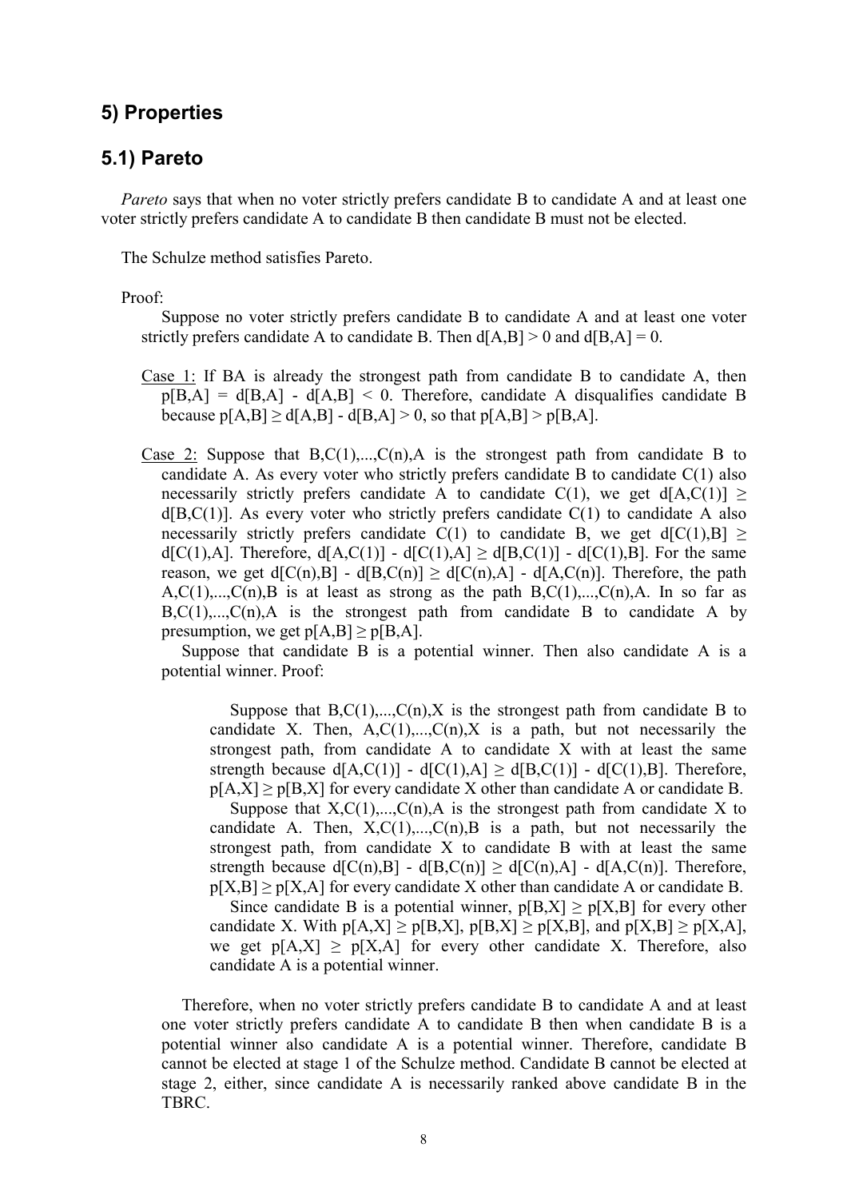## 5) Properties

### 5.1) Pareto

*Pareto* says that when no voter strictly prefers candidate B to candidate A and at least one voter strictly prefers candidate A to candidate B then candidate B must not be elected.

The Schulze method satisfies Pareto.

Proof:

Suppose no voter strictly prefers candidate B to candidate A and at least one voter strictly prefers candidate A to candidate B. Then $d[A,B] > 0$ and $d[B,A] = 0$.

Case 1: If BA is already the strongest path from candidate B to candidate A, then $p[B,A] = d[B,A] - d[A,B] < 0$. Therefore, candidate A disqualifies candidate B because $p[A,B] \geq d[A,B] - d[B,A] > 0$, so that $p[A,B] > p[B,A]$.

Case 2: Suppose that $B,C(1),...,C(n),A$ is the strongest path from candidate B to candidate A. As every voter who strictly prefers candidate B to candidate C(1) also necessarily strictly prefers candidate A to candidate C(1), we get $d[A,C(1)] \geq d[B,C(1)]$. As every voter who strictly prefers candidate C(1) to candidate A also necessarily strictly prefers candidate C(1) to candidate B, we get $d[C(1),B] \geq d[C(1),A]$. Therefore, $d[A,C(1)] - d[C(1),A] \geq d[B,C(1)] - d[C(1),B]$. For the same reason, we get $d[C(n),B] - d[B,C(n)] \geq d[C(n),A] - d[A,C(n)]$. Therefore, the path $A,C(1),...,C(n),B$ is at least as strong as the path $B,C(1),...,C(n),A$. In so far as $B,C(1),...,C(n),A$ is the strongest path from candidate B to candidate A by presumption, we get $p[A,B] \geq p[B,A]$.

Suppose that candidate B is a potential winner. Then also candidate A is a potential winner. Proof:

> Suppose that $B,C(1),...,C(n),X$ is the strongest path from candidate B to candidate X. Then, $A,C(1),...,C(n),X$ is a path, but not necessarily the strongest path, from candidate A to candidate X with at least the same strength because $d[A,C(1)] - d[C(1),A] \geq d[B,C(1)] - d[C(1),B]$. Therefore, $p[A,X] \geq p[B,X]$ for every candidate X other than candidate A or candidate B.
>
> Suppose that $X,C(1),...,C(n),A$ is the strongest path from candidate X to candidate A. Then, $X,C(1),...,C(n),B$ is a path, but not necessarily the strongest path, from candidate X to candidate B with at least the same strength because $d[C(n),B] - d[B,C(n)] \geq d[C(n),A] - d[A,C(n)]$. Therefore, $p[X,B] \geq p[X,A]$ for every candidate X other than candidate A or candidate B.
>
> Since candidate B is a potential winner, $p[B,X] \geq p[X,B]$ for every other candidate X. With $p[A,X] \geq p[B,X]$, $p[B,X] \geq p[X,B]$, and $p[X,B] \geq p[X,A]$, we get $p[A,X] \geq p[X,A]$ for every other candidate X. Therefore, also candidate A is a potential winner.

Therefore, when no voter strictly prefers candidate B to candidate A and at least one voter strictly prefers candidate A to candidate B then when candidate B is a potential winner also candidate A is a potential winner. Therefore, candidate B cannot be elected at stage 1 of the Schulze method. Candidate B cannot be elected at stage 2, either, since candidate A is necessarily ranked above candidate B in the TBRC.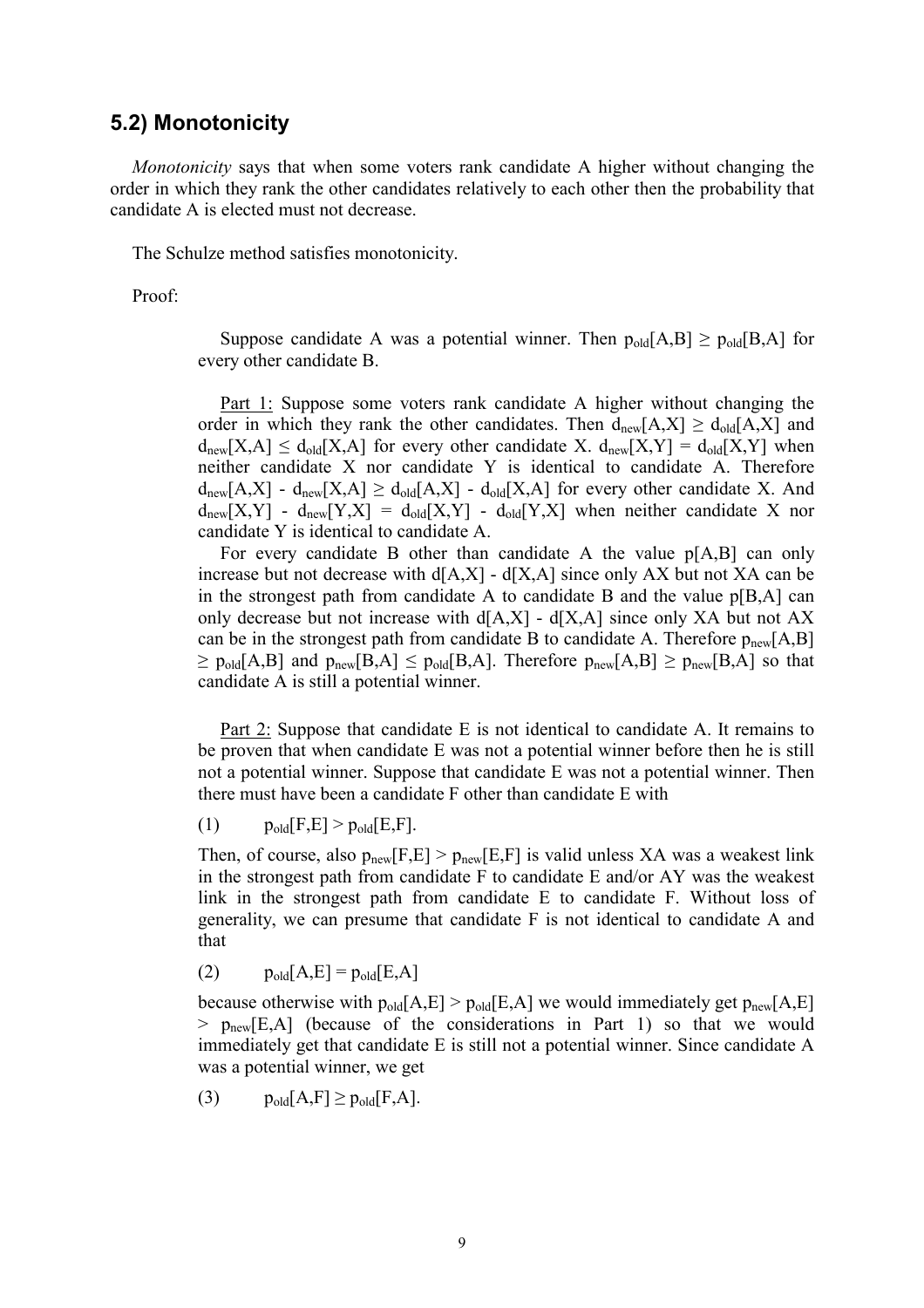## 5.2) Monotonicity

*Monotonicity* says that when some voters rank candidate A higher without changing the order in which they rank the other candidates relatively to each other then the probability that candidate A is elected must not decrease.

The Schulze method satisfies monotonicity.

Proof:

> Suppose candidate A was a potential winner. Then $p_{old}[A,B] \geq p_{old}[B,A]$ for every other candidate B.
>
> Part 1: Suppose some voters rank candidate A higher without changing the order in which they rank the other candidates. Then $d_{new}[A,X] \geq d_{old}[A,X]$ and $d_{new}[X,A] \leq d_{old}[X,A]$ for every other candidate X. $d_{new}[X,Y] = d_{old}[X,Y]$ when neither candidate X nor candidate Y is identical to candidate A. Therefore $d_{new}[A,X] - d_{new}[X,A] \geq d_{old}[A,X] - d_{old}[X,A]$ for every other candidate X. And $d_{new}[X,Y] - d_{new}[Y,X] = d_{old}[X,Y] - d_{old}[Y,X]$ when neither candidate X nor candidate Y is identical to candidate A.
>
> For every candidate B other than candidate A the value p[A,B] can only increase but not decrease with d[A,X] - d[X,A] since only AX but not XA can be in the strongest path from candidate A to candidate B and the value p[B,A] can only decrease but not increase with d[A,X] - d[X,A] since only XA but not AX can be in the strongest path from candidate B to candidate A. Therefore $p_{new}[A,B] \geq p_{old}[A,B]$ and $p_{new}[B,A] \leq p_{old}[B,A]$. Therefore $p_{new}[A,B] \geq p_{new}[B,A]$ so that candidate A is still a potential winner.
>
> Part 2: Suppose that candidate E is not identical to candidate A. It remains to be proven that when candidate E was not a potential winner before then he is still not a potential winner. Suppose that candidate E was not a potential winner. Then there must have been a candidate F other than candidate E with
>
> (1) $p_{old}[F,E] > p_{old}[E,F]$.
>
> Then, of course, also $p_{new}[F,E] > p_{new}[E,F]$ is valid unless XA was a weakest link in the strongest path from candidate F to candidate E and/or AY was the weakest link in the strongest path from candidate E to candidate F. Without loss of generality, we can presume that candidate F is not identical to candidate A and that
>
> (2) $p_{old}[A,E] = p_{old}[E,A]$
>
> because otherwise with $p_{old}[A,E] > p_{old}[E,A]$ we would immediately get $p_{new}[A,E] > p_{new}[E,A]$ (because of the considerations in Part 1) so that we would immediately get that candidate E is still not a potential winner. Since candidate A was a potential winner, we get
>
> (3) $p_{old}[A,F] \geq p_{old}[F,A]$.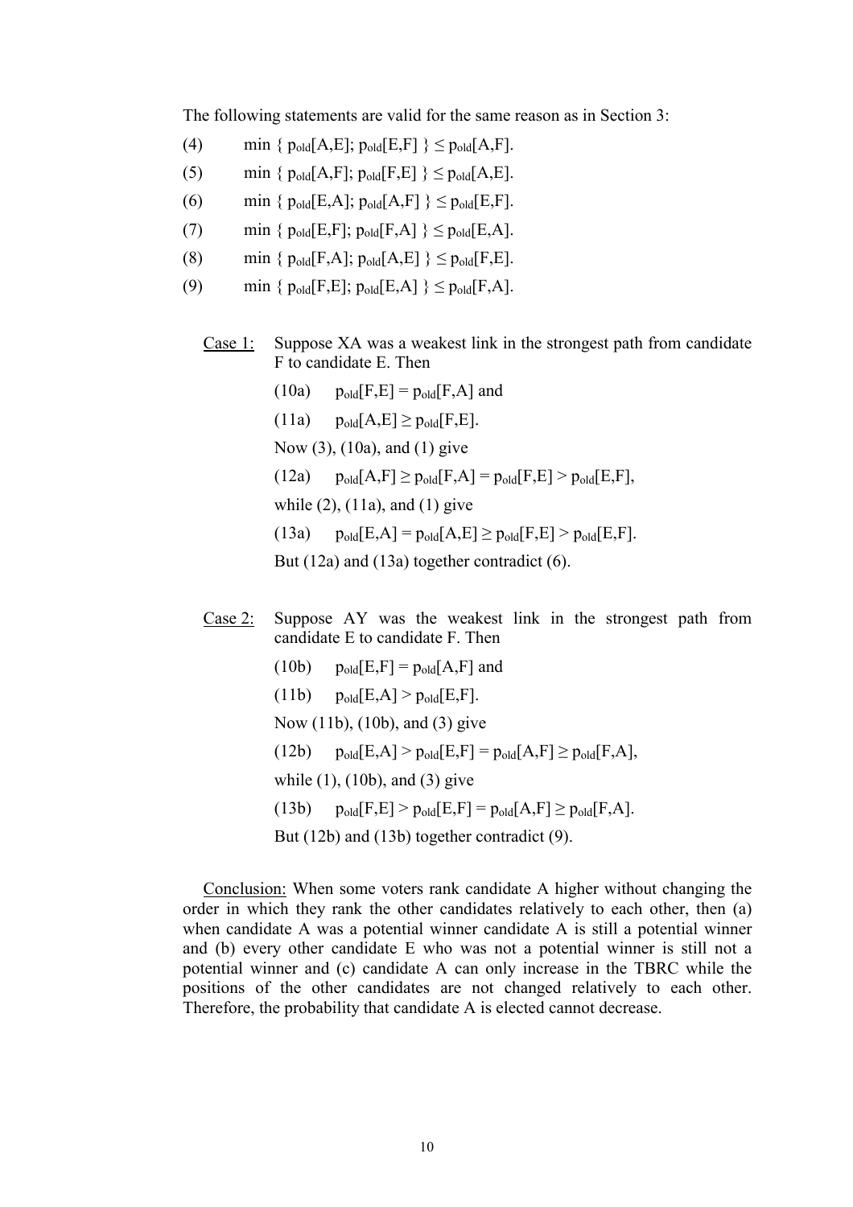The following statements are valid for the same reason as in Section 3:

(4) $\min \{ p_{old}[A,E]; p_{old}[E,F] \} \leq p_{old}[A,F]$.

(5) $\min \{ p_{old}[A,F]; p_{old}[F,E] \} \leq p_{old}[A,E]$.

(6) $\min \{ p_{old}[E,A]; p_{old}[A,F] \} \leq p_{old}[E,F]$.

(7) $\min \{ p_{old}[E,F]; p_{old}[F,A] \} \leq p_{old}[E,A]$.

(8) $\min \{ p_{old}[F,A]; p_{old}[A,E] \} \leq p_{old}[F,E]$.

(9) $\min \{ p_{old}[F,E]; p_{old}[E,A] \} \leq p_{old}[F,A]$.

Case 1: Suppose XA was a weakest link in the strongest path from candidate F to candidate E. Then

(10a) $p_{old}[F,E] = p_{old}[F,A]$ and

(11a) $p_{old}[A,E] \geq p_{old}[F,E]$.

Now (3), (10a), and (1) give

(12a) $p_{old}[A,F] \geq p_{old}[F,A] = p_{old}[F,E] > p_{old}[E,F]$,

while (2), (11a), and (1) give

(13a) $p_{old}[E,A] = p_{old}[A,E] \geq p_{old}[F,E] > p_{old}[E,F]$.

But (12a) and (13a) together contradict (6).

Case 2: Suppose AY was the weakest link in the strongest path from candidate E to candidate F. Then

(10b) $p_{old}[E,F] = p_{old}[A,F]$ and

(11b) $p_{old}[E,A] > p_{old}[E,F]$.

Now (11b), (10b), and (3) give

(12b) $p_{old}[E,A] > p_{old}[E,F] = p_{old}[A,F] \geq p_{old}[F,A]$,

while (1), (10b), and (3) give

(13b) $p_{old}[F,E] > p_{old}[E,F] = p_{old}[A,F] \geq p_{old}[F,A]$.

But (12b) and (13b) together contradict (9).

Conclusion: When some voters rank candidate A higher without changing the order in which they rank the other candidates relatively to each other, then (a) when candidate A was a potential winner candidate A is still a potential winner and (b) every other candidate E who was not a potential winner is still not a potential winner and (c) candidate A can only increase in the TBRC while the positions of the other candidates are not changed relatively to each other. Therefore, the probability that candidate A is elected cannot decrease.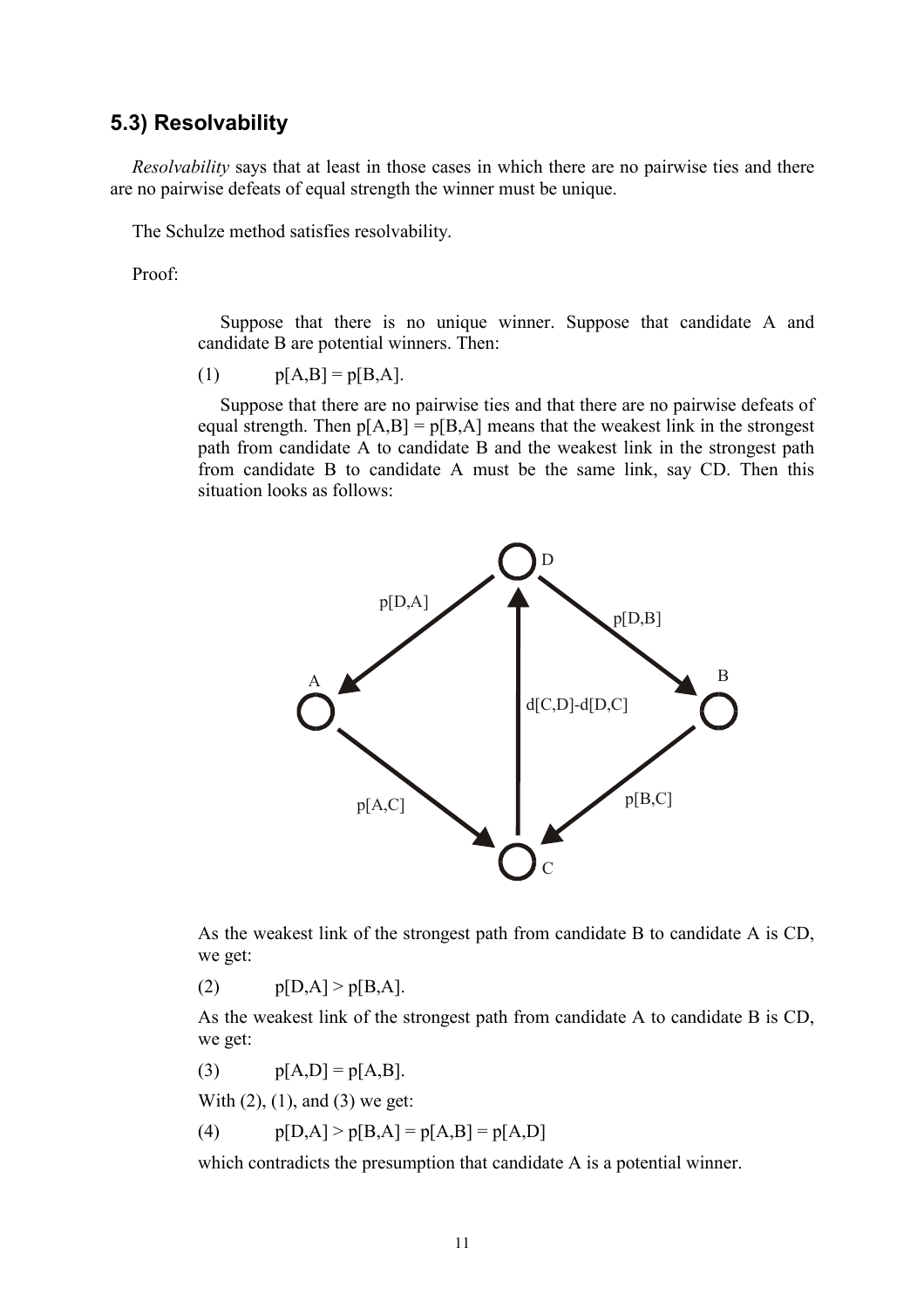## 5.3) Resolvability

*Resolvability* says that at least in those cases in which there are no pairwise ties and there are no pairwise defeats of equal strength the winner must be unique.

The Schulze method satisfies resolvability.

Proof:

> Suppose that there is no unique winner. Suppose that candidate A and candidate B are potential winners. Then:
>
> (1) $p[A,B] = p[B,A]$.
>
> Suppose that there are no pairwise ties and that there are no pairwise defeats of equal strength. Then $p[A,B] = p[B,A]$ means that the weakest link in the strongest path from candidate A to candidate B and the weakest link in the strongest path from candidate B to candidate A must be the same link, say CD. Then this situation looks as follows:
>
> As the weakest link of the strongest path from candidate B to candidate A is CD, we get:
>
> (2) $p[D,A] > p[B,A]$.
>
> As the weakest link of the strongest path from candidate A to candidate B is CD, we get:
>
> (3) $p[A,D] = p[A,B]$.
>
> With (2), (1), and (3) we get:
>
> (4) $p[D,A] > p[B,A] = p[A,B] = p[A,D]$
>
> which contradicts the presumption that candidate A is a potential winner.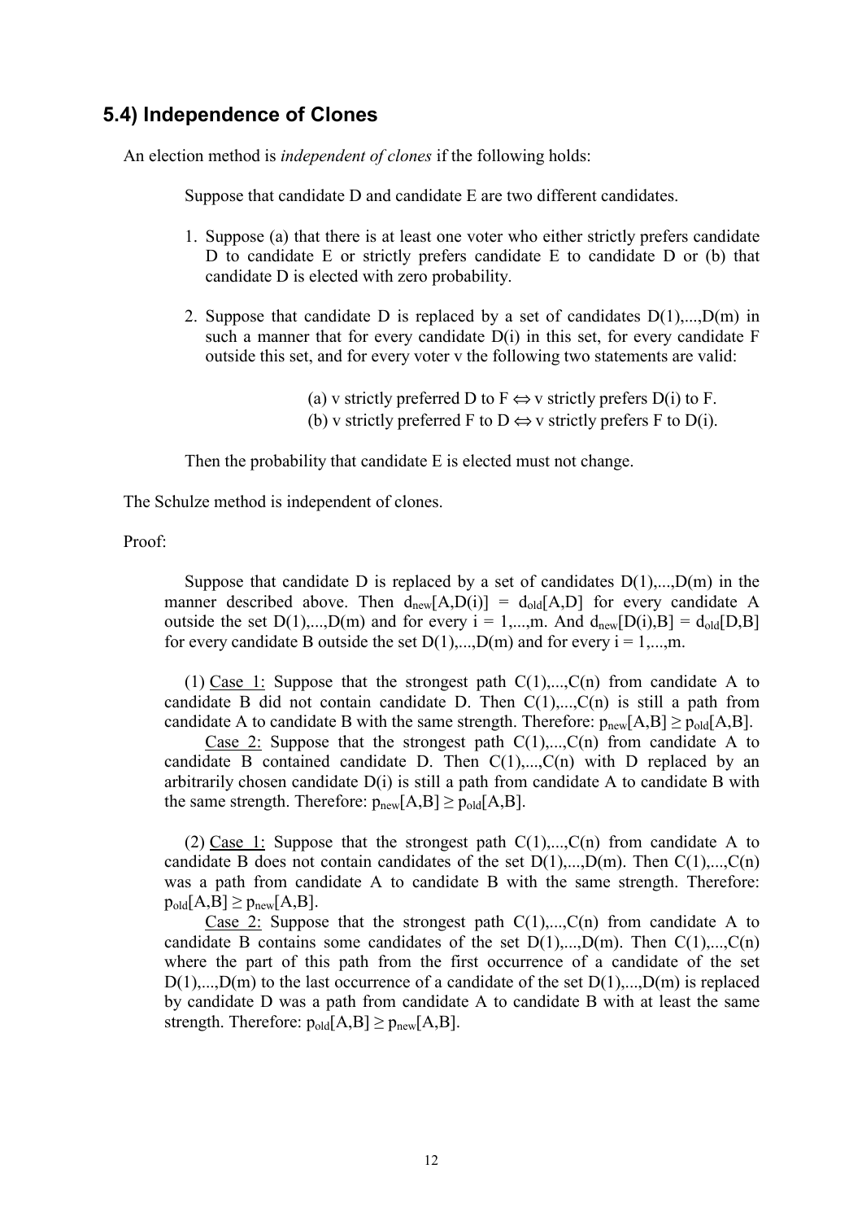## 5.4) Independence of Clones

An election method is *independent of clones* if the following holds:

Suppose that candidate D and candidate E are two different candidates.

1. Suppose (a) that there is at least one voter who either strictly prefers candidate D to candidate E or strictly prefers candidate E to candidate D or (b) that candidate D is elected with zero probability.

2. Suppose that candidate D is replaced by a set of candidates D(1),...,D(m) in such a manner that for every candidate D(i) in this set, for every candidate F outside this set, and for every voter v the following two statements are valid:

   (a) v strictly preferred D to F $\Leftrightarrow$ v strictly prefers D(i) to F.
   (b) v strictly preferred F to D $\Leftrightarrow$ v strictly prefers F to D(i).

Then the probability that candidate E is elected must not change.

The Schulze method is independent of clones.

Proof:

Suppose that candidate D is replaced by a set of candidates D(1),...,D(m) in the manner described above. Then $d_{new}[A,D(i)] = d_{old}[A,D]$ for every candidate A outside the set D(1),...,D(m) and for every i = 1,...,m. And $d_{new}[D(i),B] = d_{old}[D,B]$ for every candidate B outside the set D(1),...,D(m) and for every i = 1,...,m.

(1) <u>Case 1:</u> Suppose that the strongest path C(1),...,C(n) from candidate A to candidate B did not contain candidate D. Then C(1),...,C(n) is still a path from candidate A to candidate B with the same strength. Therefore: $p_{new}[A,B] \geq p_{old}[A,B]$.

<u>Case 2:</u> Suppose that the strongest path C(1),...,C(n) from candidate A to candidate B contained candidate D. Then C(1),...,C(n) with D replaced by an arbitrarily chosen candidate D(i) is still a path from candidate A to candidate B with the same strength. Therefore: $p_{new}[A,B] \geq p_{old}[A,B]$.

(2) <u>Case 1:</u> Suppose that the strongest path C(1),...,C(n) from candidate A to candidate B does not contain candidates of the set D(1),...,D(m). Then C(1),...,C(n) was a path from candidate A to candidate B with the same strength. Therefore: $p_{old}[A,B] \geq p_{new}[A,B]$.

<u>Case 2:</u> Suppose that the strongest path C(1),...,C(n) from candidate A to candidate B contains some candidates of the set D(1),...,D(m). Then C(1),...,C(n) where the part of this path from the first occurrence of a candidate of the set D(1),...,D(m) to the last occurrence of a candidate of the set D(1),...,D(m) is replaced by candidate D was a path from candidate A to candidate B with at least the same strength. Therefore: $p_{old}[A,B] \geq p_{new}[A,B]$.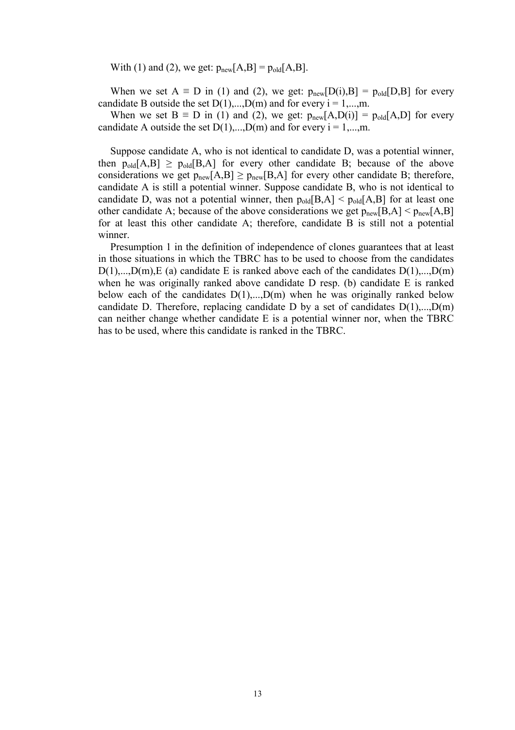With (1) and (2), we get: $p_{new}[A,B] = p_{old}[A,B]$.

When we set $A \equiv D$ in (1) and (2), we get: $p_{new}[D(i),B] = p_{old}[D,B]$ for every candidate B outside the set D(1),...,D(m) and for every i = 1,...,m.

When we set $B \equiv D$ in (1) and (2), we get: $p_{new}[A,D(i)] = p_{old}[A,D]$ for every candidate A outside the set D(1),...,D(m) and for every i = 1,...,m.

Suppose candidate A, who is not identical to candidate D, was a potential winner, then $p_{old}[A,B] \geq p_{old}[B,A]$ for every other candidate B; because of the above considerations we get $p_{new}[A,B] \geq p_{new}[B,A]$ for every other candidate B; therefore, candidate A is still a potential winner. Suppose candidate B, who is not identical to candidate D, was not a potential winner, then $p_{old}[B,A] < p_{old}[A,B]$ for at least one other candidate A; because of the above considerations we get $p_{new}[B,A] < p_{new}[A,B]$ for at least this other candidate A; therefore, candidate B is still not a potential winner.

Presumption 1 in the definition of independence of clones guarantees that at least in those situations in which the TBRC has to be used to choose from the candidates D(1),...,D(m),E (a) candidate E is ranked above each of the candidates D(1),...,D(m) when he was originally ranked above candidate D resp. (b) candidate E is ranked below each of the candidates D(1),...,D(m) when he was originally ranked below candidate D. Therefore, replacing candidate D by a set of candidates D(1),...,D(m) can neither change whether candidate E is a potential winner nor, when the TBRC has to be used, where this candidate is ranked in the TBRC.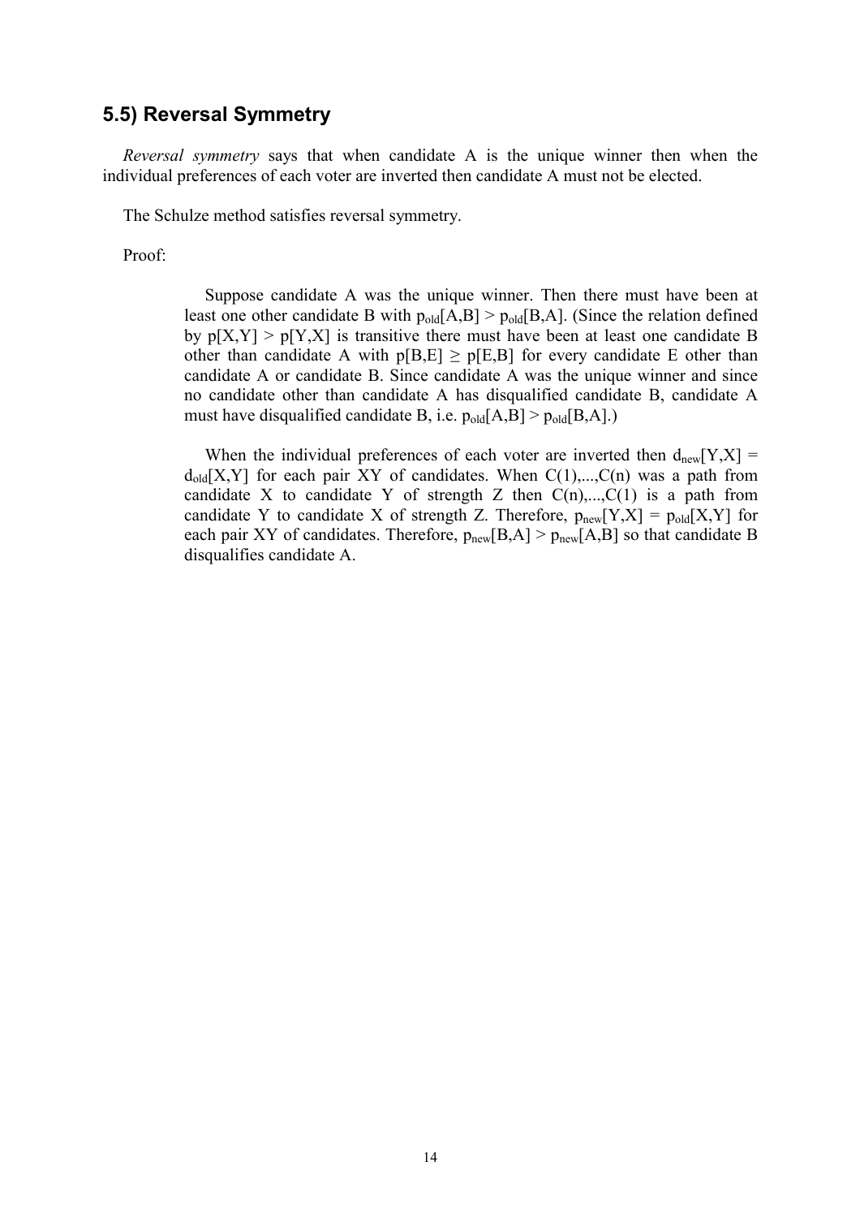## 5.5) Reversal Symmetry

*Reversal symmetry* says that when candidate A is the unique winner then when the individual preferences of each voter are inverted then candidate A must not be elected.

The Schulze method satisfies reversal symmetry.

Proof:

> Suppose candidate A was the unique winner. Then there must have been at least one other candidate B with $p_{old}[A,B] > p_{old}[B,A]$. (Since the relation defined by $p[X,Y] > p[Y,X]$ is transitive there must have been at least one candidate B other than candidate A with $p[B,E] \geq p[E,B]$ for every candidate E other than candidate A or candidate B. Since candidate A was the unique winner and since no candidate other than candidate A has disqualified candidate B, candidate A must have disqualified candidate B, i.e. $p_{old}[A,B] > p_{old}[B,A]$.)
>
> When the individual preferences of each voter are inverted then $d_{new}[Y,X] = d_{old}[X,Y]$ for each pair XY of candidates. When $C(1),...,C(n)$ was a path from candidate X to candidate Y of strength Z then $C(n),...,C(1)$ is a path from candidate Y to candidate X of strength Z. Therefore, $p_{new}[Y,X] = p_{old}[X,Y]$ for each pair XY of candidates. Therefore, $p_{new}[B,A] > p_{new}[A,B]$ so that candidate B disqualifies candidate A.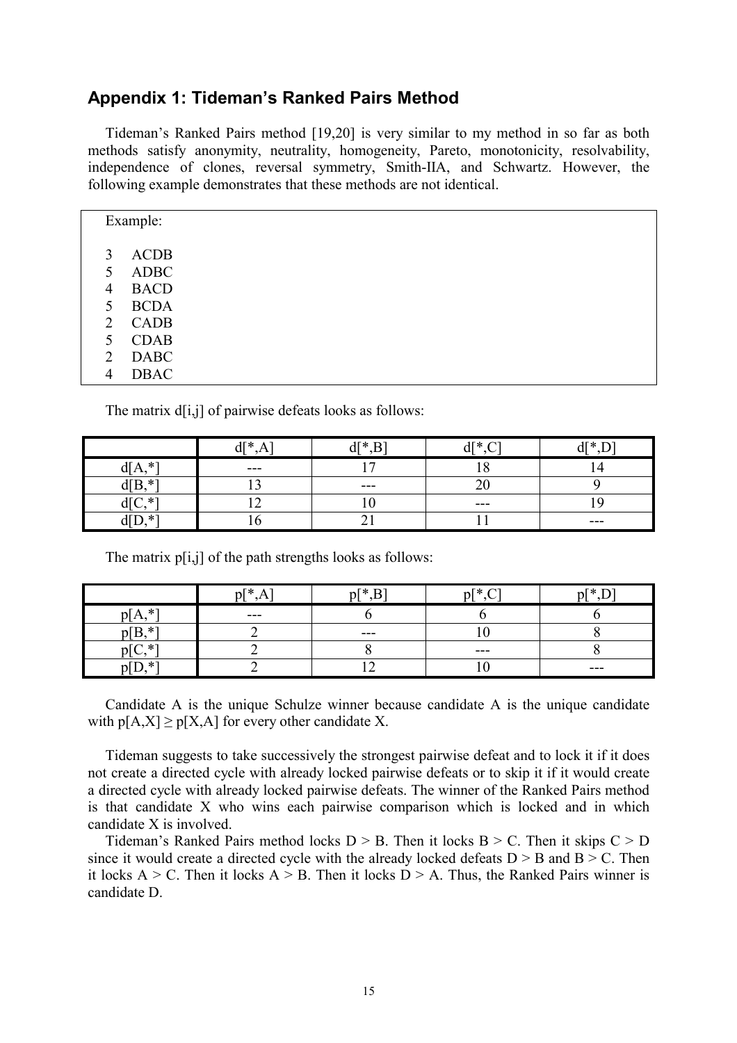## Appendix 1: Tideman's Ranked Pairs Method

Tideman's Ranked Pairs method [19,20] is very similar to my method in so far as both methods satisfy anonymity, neutrality, homogeneity, Pareto, monotonicity, resolvability, independence of clones, reversal symmetry, Smith-IIA, and Schwartz. However, the following example demonstrates that these methods are not identical.

Example:

3 ACDB
5 ADBC
4 BACD
5 BCDA
2 CADB
5 CDAB
2 DABC
4 DBAC

The matrix d[i,j] of pairwise defeats looks as follows:

| | d[*,A] | d[*,B] | d[*,C] | d[*,D] |
|---|---|---|---|---|
| d[A,*] | --- | 17 | 18 | 14 |
| d[B,*] | 13 | --- | 20 | 9 |
| d[C,*] | 12 | 10 | --- | 19 |
| d[D,*] | 16 | 21 | 11 | --- |

The matrix p[i,j] of the path strengths looks as follows:

| | p[*,A] | p[*,B] | p[*,C] | p[*,D] |
|---|---|---|---|---|
| p[A,*] | --- | 6 | 6 | 6 |
| p[B,*] | 2 | --- | 10 | 8 |
| p[C,*] | 2 | 8 | --- | 8 |
| p[D,*] | 2 | 12 | 10 | --- |

Candidate A is the unique Schulze winner because candidate A is the unique candidate with $p[A,X] \geq p[X,A]$ for every other candidate X.

Tideman suggests to take successively the strongest pairwise defeat and to lock it if it does not create a directed cycle with already locked pairwise defeats or to skip it if it would create a directed cycle with already locked pairwise defeats. The winner of the Ranked Pairs method is that candidate X who wins each pairwise comparison which is locked and in which candidate X is involved.

Tideman's Ranked Pairs method locks D > B. Then it locks B > C. Then it skips C > D since it would create a directed cycle with the already locked defeats D > B and B > C. Then it locks A > C. Then it locks A > B. Then it locks D > A. Thus, the Ranked Pairs winner is candidate D.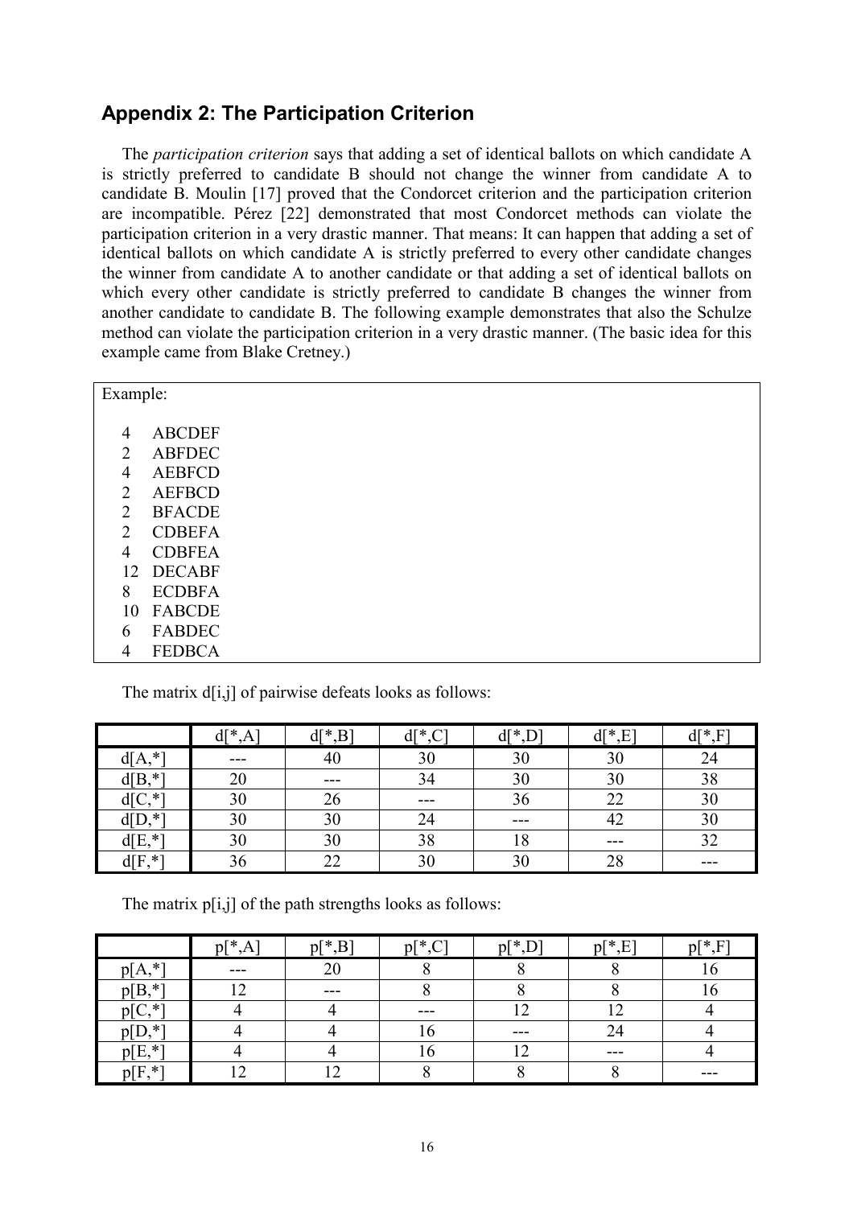## Appendix 2: The Participation Criterion

The *participation criterion* says that adding a set of identical ballots on which candidate A is strictly preferred to candidate B should not change the winner from candidate A to candidate B. Moulin [17] proved that the Condorcet criterion and the participation criterion are incompatible. Pérez [22] demonstrated that most Condorcet methods can violate the participation criterion in a very drastic manner. That means: It can happen that adding a set of identical ballots on which candidate A is strictly preferred to every other candidate changes the winner from candidate A to another candidate or that adding a set of identical ballots on which every other candidate is strictly preferred to candidate B changes the winner from another candidate to candidate B. The following example demonstrates that also the Schulze method can violate the participation criterion in a very drastic manner. (The basic idea for this example came from Blake Cretney.)

Example:

4 ABCDEF
2 ABFDEC
4 AEBFCD
2 AEFBCD
2 BFACDE
2 CDBEFA
4 CDBFEA
12 DECABF
8 ECDBFA
10 FABCDE
6 FABDEC
4 FEDBCA

The matrix d[i,j] of pairwise defeats looks as follows:

| | d[*,A] | d[*,B] | d[*,C] | d[*,D] | d[*,E] | d[*,F] |
|---|---|---|---|---|---|---|
| d[A,*] | --- | 40 | 30 | 30 | 30 | 24 |
| d[B,*] | 20 | --- | 34 | 30 | 30 | 38 |
| d[C,*] | 30 | 26 | --- | 36 | 22 | 30 |
| d[D,*] | 30 | 30 | 24 | --- | 42 | 30 |
| d[E,*] | 30 | 30 | 38 | 18 | --- | 32 |
| d[F,*] | 36 | 22 | 30 | 30 | 28 | --- |

The matrix p[i,j] of the path strengths looks as follows:

| | p[*,A] | p[*,B] | p[*,C] | p[*,D] | p[*,E] | p[*,F] |
|---|---|---|---|---|---|---|
| p[A,*] | --- | 20 | 8 | 8 | 8 | 16 |
| p[B,*] | 12 | --- | 8 | 8 | 8 | 16 |
| p[C,*] | 4 | 4 | --- | 12 | 12 | 4 |
| p[D,*] | 4 | 4 | 16 | --- | 24 | 4 |
| p[E,*] | 4 | 4 | 16 | 12 | --- | 4 |
| p[F,*] | 12 | 12 | 8 | 8 | 8 | --- |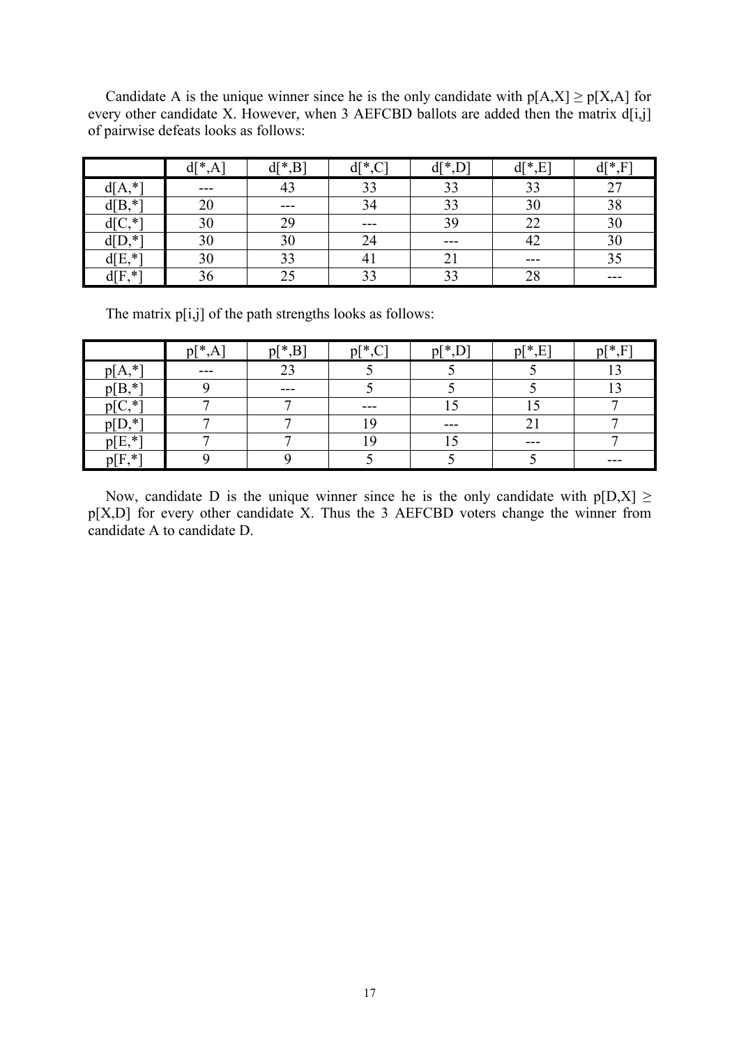Candidate A is the unique winner since he is the only candidate with p[A,X] ≥ p[X,A] for every other candidate X. However, when 3 AEFCBD ballots are added then the matrix d[i,j] of pairwise defeats looks as follows:

| | d[*,A] | d[*,B] | d[*,C] | d[*,D] | d[*,E] | d[*,F] |
|---|---|---|---|---|---|---|
| d[A,*] | --- | 43 | 33 | 33 | 33 | 27 |
| d[B,*] | 20 | --- | 34 | 33 | 30 | 38 |
| d[C,*] | 30 | 29 | --- | 39 | 22 | 30 |
| d[D,*] | 30 | 30 | 24 | --- | 42 | 30 |
| d[E,*] | 30 | 33 | 41 | 21 | --- | 35 |
| d[F,*] | 36 | 25 | 33 | 33 | 28 | --- |

The matrix p[i,j] of the path strengths looks as follows:

| | p[*,A] | p[*,B] | p[*,C] | p[*,D] | p[*,E] | p[*,F] |
|---|---|---|---|---|---|---|
| p[A,*] | --- | 23 | 5 | 5 | 5 | 13 |
| p[B,*] | 9 | --- | 5 | 5 | 5 | 13 |
| p[C,*] | 7 | 7 | --- | 15 | 15 | 7 |
| p[D,*] | 7 | 7 | 19 | --- | 21 | 7 |
| p[E,*] | 7 | 7 | 19 | 15 | --- | 7 |
| p[F,*] | 9 | 9 | 5 | 5 | 5 | --- |

Now, candidate D is the unique winner since he is the only candidate with p[D,X] ≥ p[X,D] for every other candidate X. Thus the 3 AEFCBD voters change the winner from candidate A to candidate D.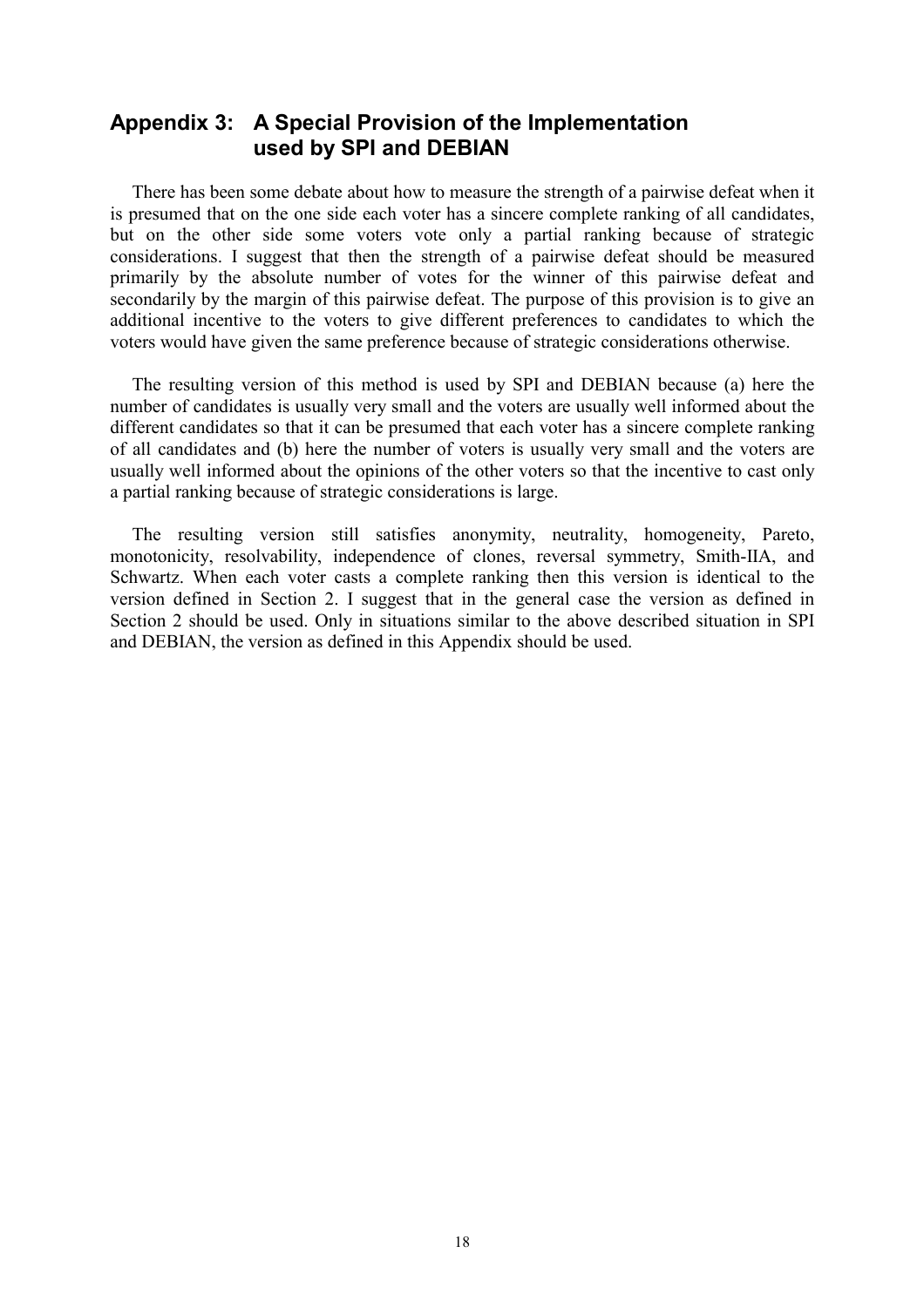## Appendix 3: A Special Provision of the Implementation used by SPI and DEBIAN

There has been some debate about how to measure the strength of a pairwise defeat when it is presumed that on the one side each voter has a sincere complete ranking of all candidates, but on the other side some voters vote only a partial ranking because of strategic considerations. I suggest that then the strength of a pairwise defeat should be measured primarily by the absolute number of votes for the winner of this pairwise defeat and secondarily by the margin of this pairwise defeat. The purpose of this provision is to give an additional incentive to the voters to give different preferences to candidates to which the voters would have given the same preference because of strategic considerations otherwise.

The resulting version of this method is used by SPI and DEBIAN because (a) here the number of candidates is usually very small and the voters are usually well informed about the different candidates so that it can be presumed that each voter has a sincere complete ranking of all candidates and (b) here the number of voters is usually very small and the voters are usually well informed about the opinions of the other voters so that the incentive to cast only a partial ranking because of strategic considerations is large.

The resulting version still satisfies anonymity, neutrality, homogeneity, Pareto, monotonicity, resolvability, independence of clones, reversal symmetry, Smith-IIA, and Schwartz. When each voter casts a complete ranking then this version is identical to the version defined in Section 2. I suggest that in the general case the version as defined in Section 2 should be used. Only in situations similar to the above described situation in SPI and DEBIAN, the version as defined in this Appendix should be used.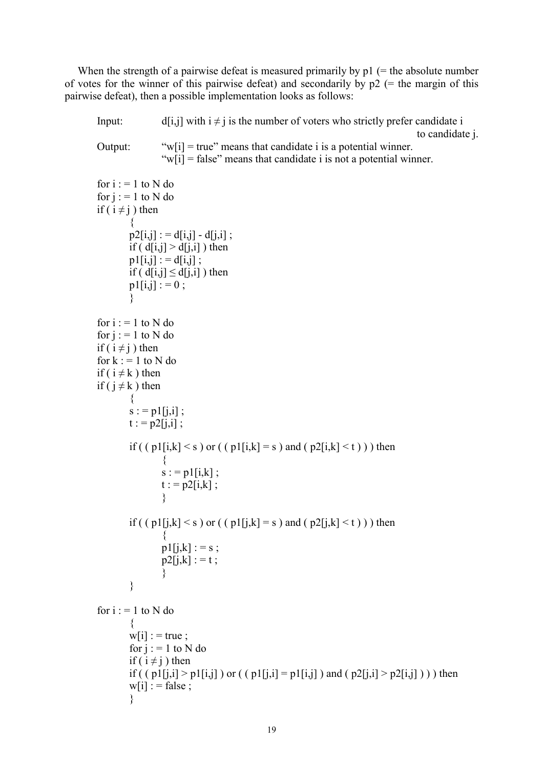When the strength of a pairwise defeat is measured primarily by p1 (= the absolute number of votes for the winner of this pairwise defeat) and secondarily by p2 (= the margin of this pairwise defeat), then a possible implementation looks as follows:

```
Input:      d[i,j] with i ≠ j is the number of voters who strictly prefer candidate i
                                                                        to candidate j.
Output:     "w[i] = true" means that candidate i is a potential winner.
            "w[i] = false" means that candidate i is not a potential winner.

for i : = 1 to N do
for j : = 1 to N do
if ( i ≠ j ) then
        {
        p2[i,j] : = d[i,j] - d[j,i] ;
        if ( d[i,j] > d[j,i] ) then
        p1[i,j] : = d[i,j] ;
        if ( d[i,j] ≤ d[j,i] ) then
        p1[i,j] : = 0 ;
        }

for i : = 1 to N do
for j : = 1 to N do
if ( i ≠ j ) then
for k : = 1 to N do
if ( i ≠ k ) then
if ( j ≠ k ) then
        {
        s : = p1[j,i] ;
        t : = p2[j,i] ;

        if ( ( p1[i,k] < s ) or ( ( p1[i,k] = s ) and ( p2[i,k] < t ) ) ) then
                {
                s : = p1[i,k] ;
                t : = p2[i,k] ;
                }

        if ( ( p1[j,k] < s ) or ( ( p1[j,k] = s ) and ( p2[j,k] < t ) ) ) then
                {
                p1[j,k] : = s ;
                p2[j,k] : = t ;
                }
        }

for i : = 1 to N do
        {
        w[i] : = true ;
        for j : = 1 to N do
        if ( i ≠ j ) then
        if ( ( p1[j,i] > p1[i,j] ) or ( ( p1[j,i] = p1[i,j] ) and ( p2[j,i] > p2[i,j] ) ) ) then
        w[i] : = false ;
        }
```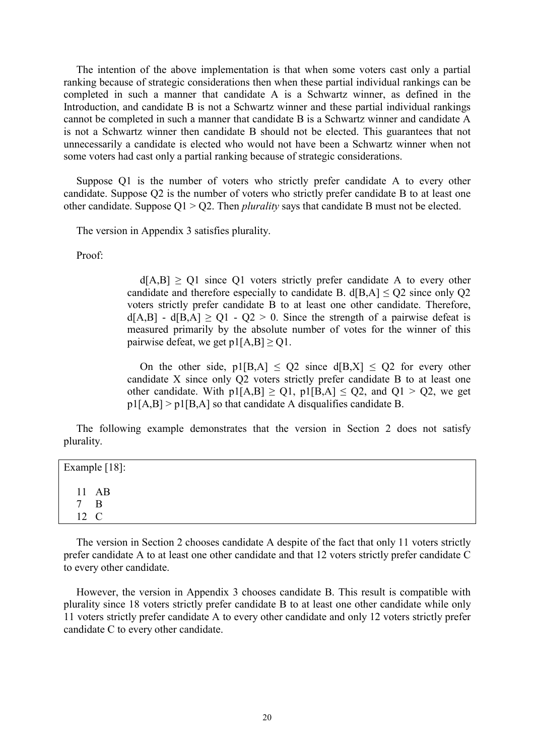The intention of the above implementation is that when some voters cast only a partial ranking because of strategic considerations then when these partial individual rankings can be completed in such a manner that candidate A is a Schwartz winner, as defined in the Introduction, and candidate B is not a Schwartz winner and these partial individual rankings cannot be completed in such a manner that candidate B is a Schwartz winner and candidate A is not a Schwartz winner then candidate B should not be elected. This guarantees that not unnecessarily a candidate is elected who would not have been a Schwartz winner when not some voters had cast only a partial ranking because of strategic considerations.

Suppose Q1 is the number of voters who strictly prefer candidate A to every other candidate. Suppose Q2 is the number of voters who strictly prefer candidate B to at least one other candidate. Suppose Q1 > Q2. Then *plurality* says that candidate B must not be elected.

The version in Appendix 3 satisfies plurality.

Proof:

> $d[A,B] \geq Q1$ since Q1 voters strictly prefer candidate A to every other candidate and therefore especially to candidate B. $d[B,A] \leq Q2$ since only Q2 voters strictly prefer candidate B to at least one other candidate. Therefore, $d[A,B] - d[B,A] \geq Q1 - Q2 > 0$. Since the strength of a pairwise defeat is measured primarily by the absolute number of votes for the winner of this pairwise defeat, we get $p1[A,B] \geq Q1$.
>
> On the other side, $p1[B,A] \leq Q2$ since $d[B,X] \leq Q2$ for every other candidate X since only Q2 voters strictly prefer candidate B to at least one other candidate. With $p1[A,B] \geq Q1$, $p1[B,A] \leq Q2$, and $Q1 > Q2$, we get $p1[A,B] > p1[B,A]$ so that candidate A disqualifies candidate B.

The following example demonstrates that the version in Section 2 does not satisfy plurality.

```
Example [18]:

  11  AB
  7   B
  12  C
```

The version in Section 2 chooses candidate A despite of the fact that only 11 voters strictly prefer candidate A to at least one other candidate and that 12 voters strictly prefer candidate C to every other candidate.

However, the version in Appendix 3 chooses candidate B. This result is compatible with plurality since 18 voters strictly prefer candidate B to at least one other candidate while only 11 voters strictly prefer candidate A to every other candidate and only 12 voters strictly prefer candidate C to every other candidate.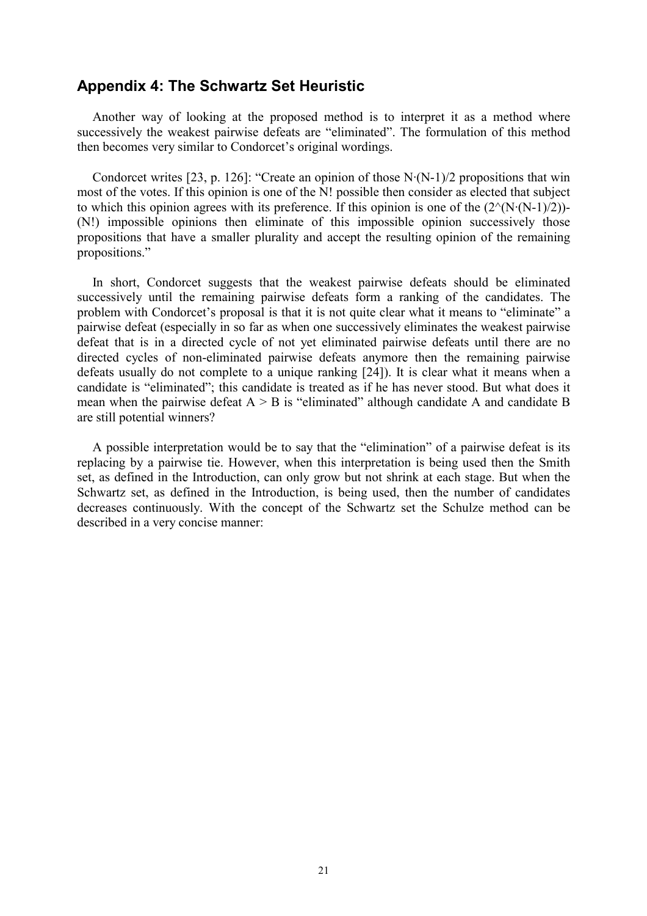## Appendix 4: The Schwartz Set Heuristic

Another way of looking at the proposed method is to interpret it as a method where successively the weakest pairwise defeats are "eliminated". The formulation of this method then becomes very similar to Condorcet's original wordings.

Condorcet writes [23, p. 126]: "Create an opinion of those $N \cdot (N-1)/2$ propositions that win most of the votes. If this opinion is one of the $N!$ possible then consider as elected that subject to which this opinion agrees with its preference. If this opinion is one of the $(2^{(N \cdot (N-1)/2)})-(N!)$ impossible opinions then eliminate of this impossible opinion successively those propositions that have a smaller plurality and accept the resulting opinion of the remaining propositions."

In short, Condorcet suggests that the weakest pairwise defeats should be eliminated successively until the remaining pairwise defeats form a ranking of the candidates. The problem with Condorcet's proposal is that it is not quite clear what it means to "eliminate" a pairwise defeat (especially in so far as when one successively eliminates the weakest pairwise defeat that is in a directed cycle of not yet eliminated pairwise defeats until there are no directed cycles of non-eliminated pairwise defeats anymore then the remaining pairwise defeats usually do not complete to a unique ranking [24]). It is clear what it means when a candidate is "eliminated"; this candidate is treated as if he has never stood. But what does it mean when the pairwise defeat $A > B$ is "eliminated" although candidate A and candidate B are still potential winners?

A possible interpretation would be to say that the "elimination" of a pairwise defeat is its replacing by a pairwise tie. However, when this interpretation is being used then the Smith set, as defined in the Introduction, can only grow but not shrink at each stage. But when the Schwartz set, as defined in the Introduction, is being used, then the number of candidates decreases continuously. With the concept of the Schwartz set the Schulze method can be described in a very concise manner: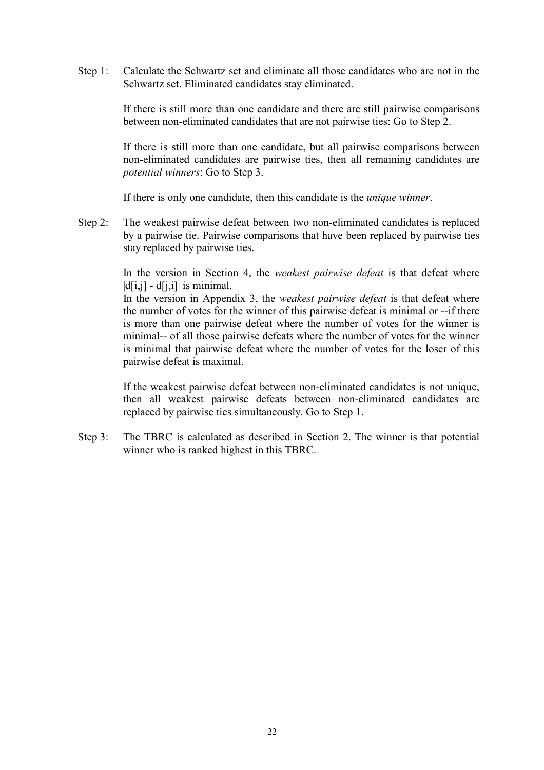Step 1: Calculate the Schwartz set and eliminate all those candidates who are not in the Schwartz set. Eliminated candidates stay eliminated.

If there is still more than one candidate and there are still pairwise comparisons between non-eliminated candidates that are not pairwise ties: Go to Step 2.

If there is still more than one candidate, but all pairwise comparisons between non-eliminated candidates are pairwise ties, then all remaining candidates are *potential winners*: Go to Step 3.

If there is only one candidate, then this candidate is the *unique winner*.

Step 2: The weakest pairwise defeat between two non-eliminated candidates is replaced by a pairwise tie. Pairwise comparisons that have been replaced by pairwise ties stay replaced by pairwise ties.

In the version in Section 4, the *weakest pairwise defeat* is that defeat where $|d[i,j] - d[j,i]|$ is minimal.
In the version in Appendix 3, the *weakest pairwise defeat* is that defeat where the number of votes for the winner of this pairwise defeat is minimal or --if there is more than one pairwise defeat where the number of votes for the winner is minimal-- of all those pairwise defeats where the number of votes for the winner is minimal that pairwise defeat where the number of votes for the loser of this pairwise defeat is maximal.

If the weakest pairwise defeat between non-eliminated candidates is not unique, then all weakest pairwise defeats between non-eliminated candidates are replaced by pairwise ties simultaneously. Go to Step 1.

Step 3: The TBRC is calculated as described in Section 2. The winner is that potential winner who is ranked highest in this TBRC.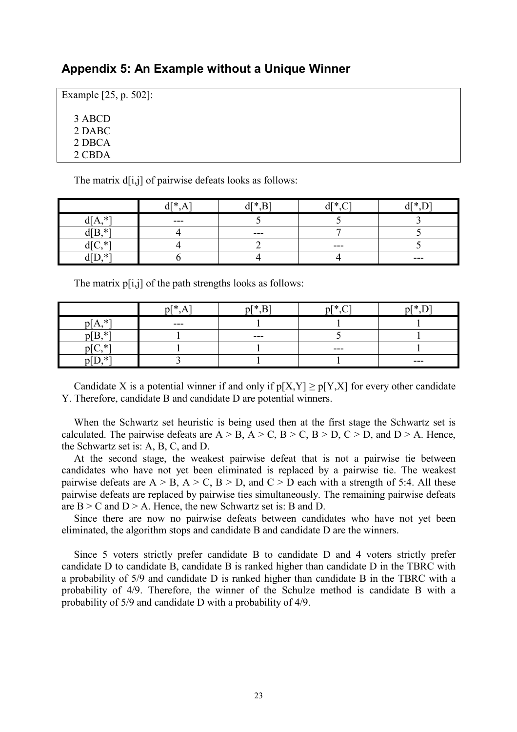## Appendix 5: An Example without a Unique Winner

Example [25, p. 502]:

3 ABCD
2 DABC
2 DBCA
2 CBDA

The matrix d[i,j] of pairwise defeats looks as follows:

| | d[*,A] | d[*,B] | d[*,C] | d[*,D] |
|---|---|---|---|---|
| d[A,*] | --- | 5 | 5 | 3 |
| d[B,*] | 4 | --- | 7 | 5 |
| d[C,*] | 4 | 2 | --- | 5 |
| d[D,*] | 6 | 4 | 4 | --- |

The matrix p[i,j] of the path strengths looks as follows:

| | p[*,A] | p[*,B] | p[*,C] | p[*,D] |
|---|---|---|---|---|
| p[A,*] | --- | 1 | 1 | 1 |
| p[B,*] | 1 | --- | 5 | 1 |
| p[C,*] | 1 | 1 | --- | 1 |
| p[D,*] | 3 | 1 | 1 | --- |

Candidate X is a potential winner if and only if $p[X,Y] \geq p[Y,X]$ for every other candidate Y. Therefore, candidate B and candidate D are potential winners.

When the Schwartz set heuristic is being used then at the first stage the Schwartz set is calculated. The pairwise defeats are $A > B$, $A > C$, $B > C$, $B > D$, $C > D$, and $D > A$. Hence, the Schwartz set is: A, B, C, and D.

At the second stage, the weakest pairwise defeat that is not a pairwise tie between candidates who have not yet been eliminated is replaced by a pairwise tie. The weakest pairwise defeats are $A > B$, $A > C$, $B > D$, and $C > D$ each with a strength of 5:4. All these pairwise defeats are replaced by pairwise ties simultaneously. The remaining pairwise defeats are $B > C$ and $D > A$. Hence, the new Schwartz set is: B and D.

Since there are now no pairwise defeats between candidates who have not yet been eliminated, the algorithm stops and candidate B and candidate D are the winners.

Since 5 voters strictly prefer candidate B to candidate D and 4 voters strictly prefer candidate D to candidate B, candidate B is ranked higher than candidate D in the TBRC with a probability of 5/9 and candidate D is ranked higher than candidate B in the TBRC with a probability of 4/9. Therefore, the winner of the Schulze method is candidate B with a probability of 5/9 and candidate D with a probability of 4/9.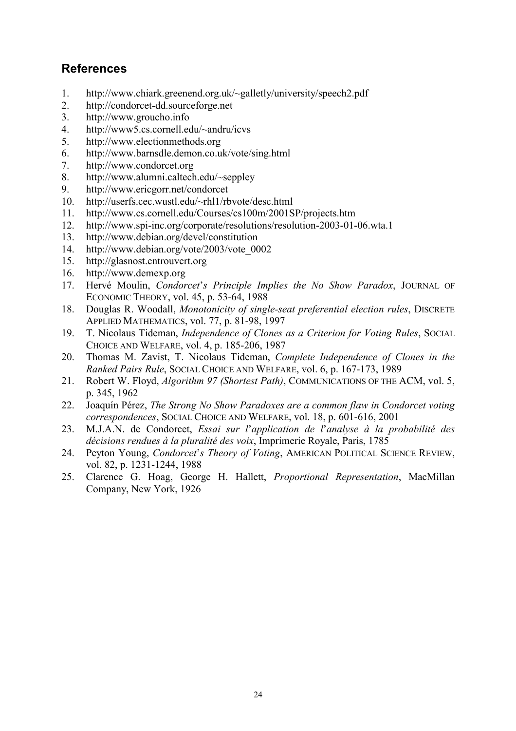## References

1. http://www.chiark.greenend.org.uk/~galletly/university/speech2.pdf
2. http://condorcet-dd.sourceforge.net
3. http://www.groucho.info
4. http://www5.cs.cornell.edu/~andru/icvs
5. http://www.electionmethods.org
6. http://www.barnsdle.demon.co.uk/vote/sing.html
7. http://www.condorcet.org
8. http://www.alumni.caltech.edu/~seppley
9. http://www.ericgorr.net/condorcet
10. http://userfs.cec.wustl.edu/~rhl1/rbvote/desc.html
11. http://www.cs.cornell.edu/Courses/cs100m/2001SP/projects.htm
12. http://www.spi-inc.org/corporate/resolutions/resolution-2003-01-06.wta.1
13. http://www.debian.org/devel/constitution
14. http://www.debian.org/vote/2003/vote_0002
15. http://glasnost.entrouvert.org
16. http://www.demexp.org
17. Hervé Moulin, *Condorcet's Principle Implies the No Show Paradox*, JOURNAL OF ECONOMIC THEORY, vol. 45, p. 53-64, 1988
18. Douglas R. Woodall, *Monotonicity of single-seat preferential election rules*, DISCRETE APPLIED MATHEMATICS, vol. 77, p. 81-98, 1997
19. T. Nicolaus Tideman, *Independence of Clones as a Criterion for Voting Rules*, SOCIAL CHOICE AND WELFARE, vol. 4, p. 185-206, 1987
20. Thomas M. Zavist, T. Nicolaus Tideman, *Complete Independence of Clones in the Ranked Pairs Rule*, SOCIAL CHOICE AND WELFARE, vol. 6, p. 167-173, 1989
21. Robert W. Floyd, *Algorithm 97 (Shortest Path)*, COMMUNICATIONS OF THE ACM, vol. 5, p. 345, 1962
22. Joaquín Pérez, *The Strong No Show Paradoxes are a common flaw in Condorcet voting correspondences*, SOCIAL CHOICE AND WELFARE, vol. 18, p. 601-616, 2001
23. M.J.A.N. de Condorcet, *Essai sur l'application de l'analyse à la probabilité des décisions rendues à la pluralité des voix*, Imprimerie Royale, Paris, 1785
24. Peyton Young, *Condorcet's Theory of Voting*, AMERICAN POLITICAL SCIENCE REVIEW, vol. 82, p. 1231-1244, 1988
25. Clarence G. Hoag, George H. Hallett, *Proportional Representation*, MacMillan Company, New York, 1926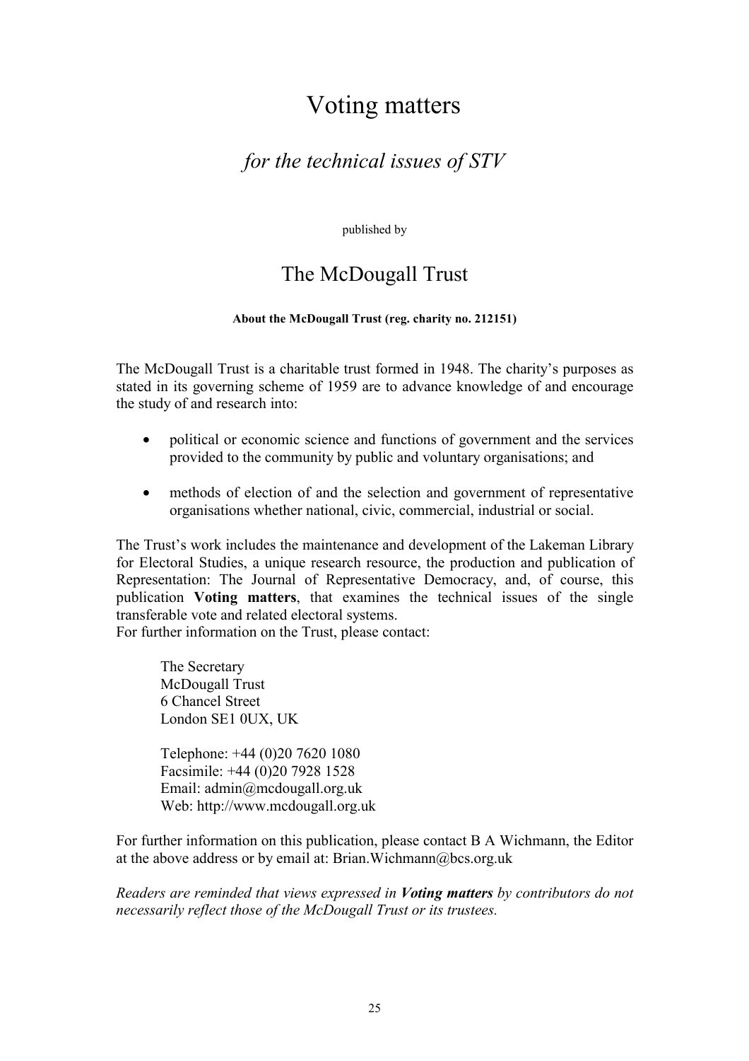# Voting matters

## *for the technical issues of STV*

published by

## The McDougall Trust

**About the McDougall Trust (reg. charity no. 212151)**

The McDougall Trust is a charitable trust formed in 1948. The charity's purposes as stated in its governing scheme of 1959 are to advance knowledge of and encourage the study of and research into:

- political or economic science and functions of government and the services provided to the community by public and voluntary organisations; and
- methods of election of and the selection and government of representative organisations whether national, civic, commercial, industrial or social.

The Trust's work includes the maintenance and development of the Lakeman Library for Electoral Studies, a unique research resource, the production and publication of Representation: The Journal of Representative Democracy, and, of course, this publication **Voting matters**, that examines the technical issues of the single transferable vote and related electoral systems.
For further information on the Trust, please contact:

The Secretary
McDougall Trust
6 Chancel Street
London SE1 0UX, UK

Telephone: +44 (0)20 7620 1080
Facsimile: +44 (0)20 7928 1528
Email: admin@mcdougall.org.uk
Web: http://www.mcdougall.org.uk

For further information on this publication, please contact B A Wichmann, the Editor at the above address or by email at: Brian.Wichmann@bcs.org.uk

*Readers are reminded that views expressed in **Voting matters** by contributors do not necessarily reflect those of the McDougall Trust or its trustees.*